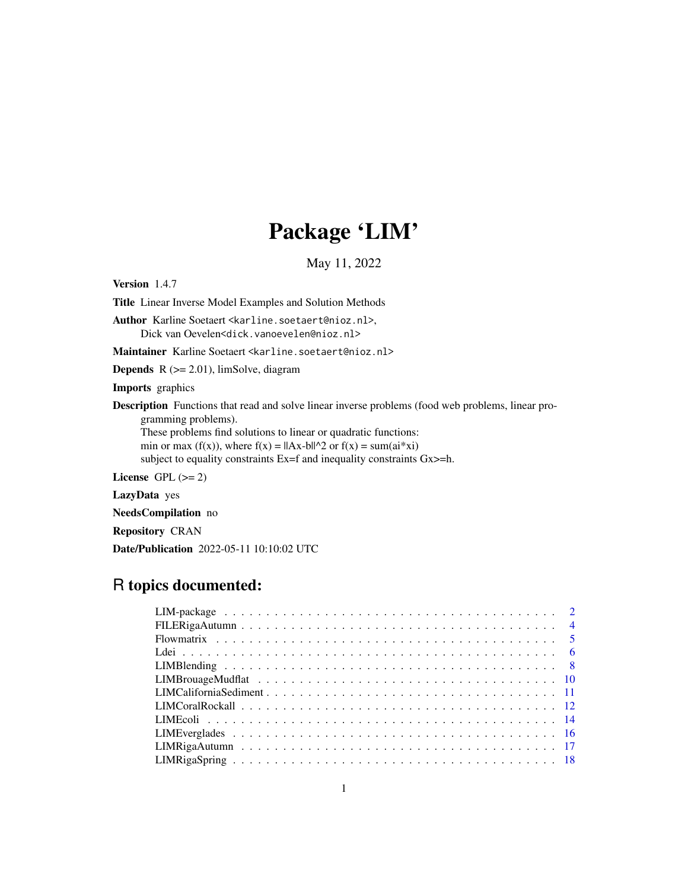# Package ‘LIM’

May 11, 2022

**Version** 1.4.7

**Title** Linear Inverse Model Examples and Solution Methods

**Author** Karline Soetaert <karline.soetaert@nioz.nl>,
Dick van Oevelen<dick.vanoevelen@nioz.nl>

**Maintainer** Karline Soetaert <karline.soetaert@nioz.nl>

**Depends** R (>= 2.01), limSolve, diagram

**Imports** graphics

**Description** Functions that read and solve linear inverse problems (food web problems, linear programming problems).
These problems find solutions to linear or quadratic functions:
min or max (f(x)), where f(x) = ||Ax-b||^2 or f(x) = sum(ai*xi)
subject to equality constraints Ex=f and inequality constraints Gx>=h.

**License** GPL (>= 2)

**LazyData** yes

**NeedsCompilation** no

**Repository** CRAN

**Date/Publication** 2022-05-11 10:10:02 UTC

## R topics documented:

| | |
|---|---|
| LIM-package | 2 |
| FILERigaAutumn | 4 |
| Flowmatrix | 5 |
| Ldei | 6 |
| LIMBlending | 8 |
| LIMBrouageMudflat | 10 |
| LIMCaliforniaSediment | 11 |
| LIMCoralRockall | 12 |
| LIMEcoli | 14 |
| LIMEverglades | 16 |
| LIMRigaAutumn | 17 |
| LIMRigaSpring | 18 |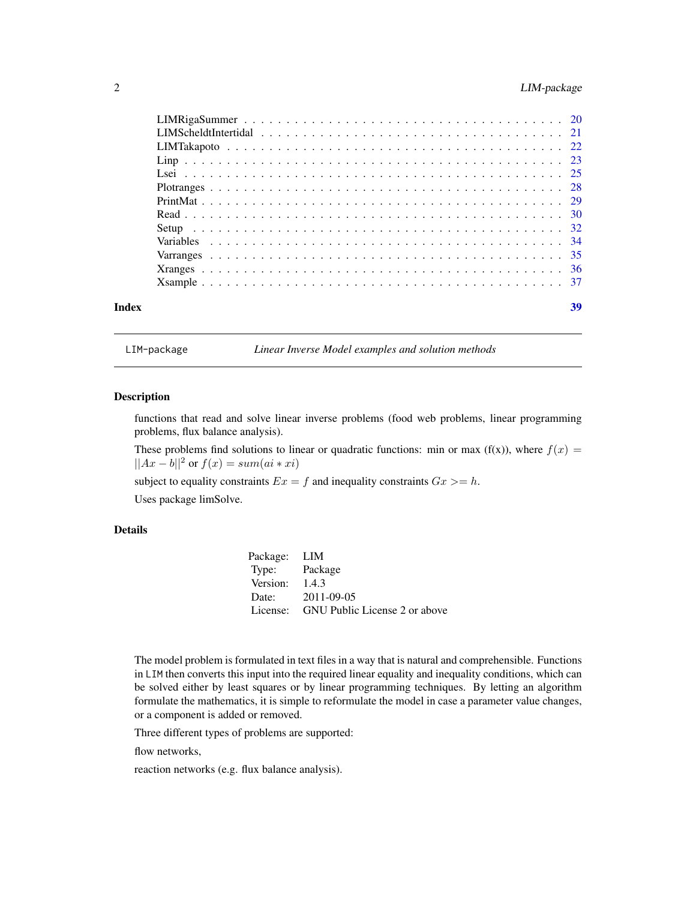| | |
|---|---|
| LIMRigaSummer | 20 |
| LIMScheldtIntertidal | 21 |
| LIMTakapoto | 22 |
| Linp | 23 |
| Lsei | 25 |
| Plotranges | 28 |
| PrintMat | 29 |
| Read | 30 |
| Setup | 32 |
| Variables | 34 |
| Varranges | 35 |
| Xranges | 36 |
| Xsample | 37 |

**Index** **39**

---

LIM-package *Linear Inverse Model examples and solution methods*

---

### Description

functions that read and solve linear inverse problems (food web problems, linear programming problems, flux balance analysis).

These problems find solutions to linear or quadratic functions: min or max (f(x)), where $f(x) = ||Ax - b||^2$ or $f(x) = sum(ai * xi)$

subject to equality constraints $Ex = f$ and inequality constraints $Gx >= h$.

Uses package limSolve.

### Details

| | |
|---|---|
| Package: | LIM |
| Type: | Package |
| Version: | 1.4.3 |
| Date: | 2011-09-05 |
| License: | GNU Public License 2 or above |

The model problem is formulated in text files in a way that is natural and comprehensible. Functions in `LIM` then converts this input into the required linear equality and inequality conditions, which can be solved either by least squares or by linear programming techniques. By letting an algorithm formulate the mathematics, it is simple to reformulate the model in case a parameter value changes, or a component is added or removed.

Three different types of problems are supported:

flow networks,

reaction networks (e.g. flux balance analysis).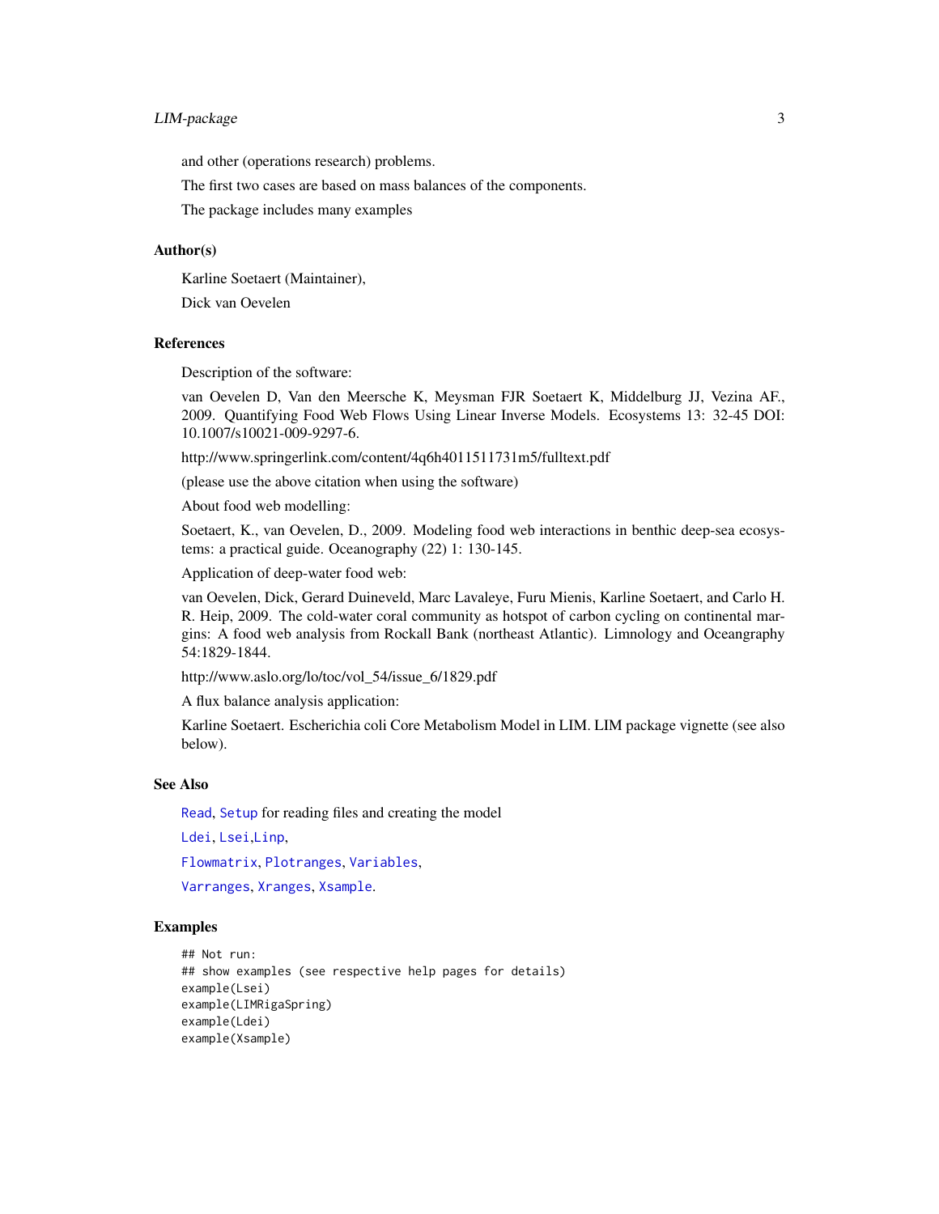and other (operations research) problems.

The first two cases are based on mass balances of the components.

The package includes many examples

### Author(s)

Karline Soetaert (Maintainer),

Dick van Oevelen

### References

Description of the software:

van Oevelen D, Van den Meersche K, Meysman FJR Soetaert K, Middelburg JJ, Vezina AF., 2009. Quantifying Food Web Flows Using Linear Inverse Models. Ecosystems 13: 32-45 DOI: 10.1007/s10021-009-9297-6.

http://www.springerlink.com/content/4q6h4011511731m5/fulltext.pdf

(please use the above citation when using the software)

About food web modelling:

Soetaert, K., van Oevelen, D., 2009. Modeling food web interactions in benthic deep-sea ecosystems: a practical guide. Oceanography (22) 1: 130-145.

Application of deep-water food web:

van Oevelen, Dick, Gerard Duineveld, Marc Lavaleye, Furu Mienis, Karline Soetaert, and Carlo H. R. Heip, 2009. The cold-water coral community as hotspot of carbon cycling on continental margins: A food web analysis from Rockall Bank (northeast Atlantic). Limnology and Oceangraphy 54:1829-1844.

http://www.aslo.org/lo/toc/vol_54/issue_6/1829.pdf

A flux balance analysis application:

Karline Soetaert. Escherichia coli Core Metabolism Model in LIM. LIM package vignette (see also below).

### See Also

`Read`, `Setup` for reading files and creating the model

`Ldei`, `Lsei`,`Linp`,

`Flowmatrix`, `Plotranges`, `Variables`,

`Varranges`, `Xranges`, `Xsample`.

### Examples

```
## Not run:
## show examples (see respective help pages for details)
example(Lsei)
example(LIMRigaSpring)
example(Ldei)
example(Xsample)
```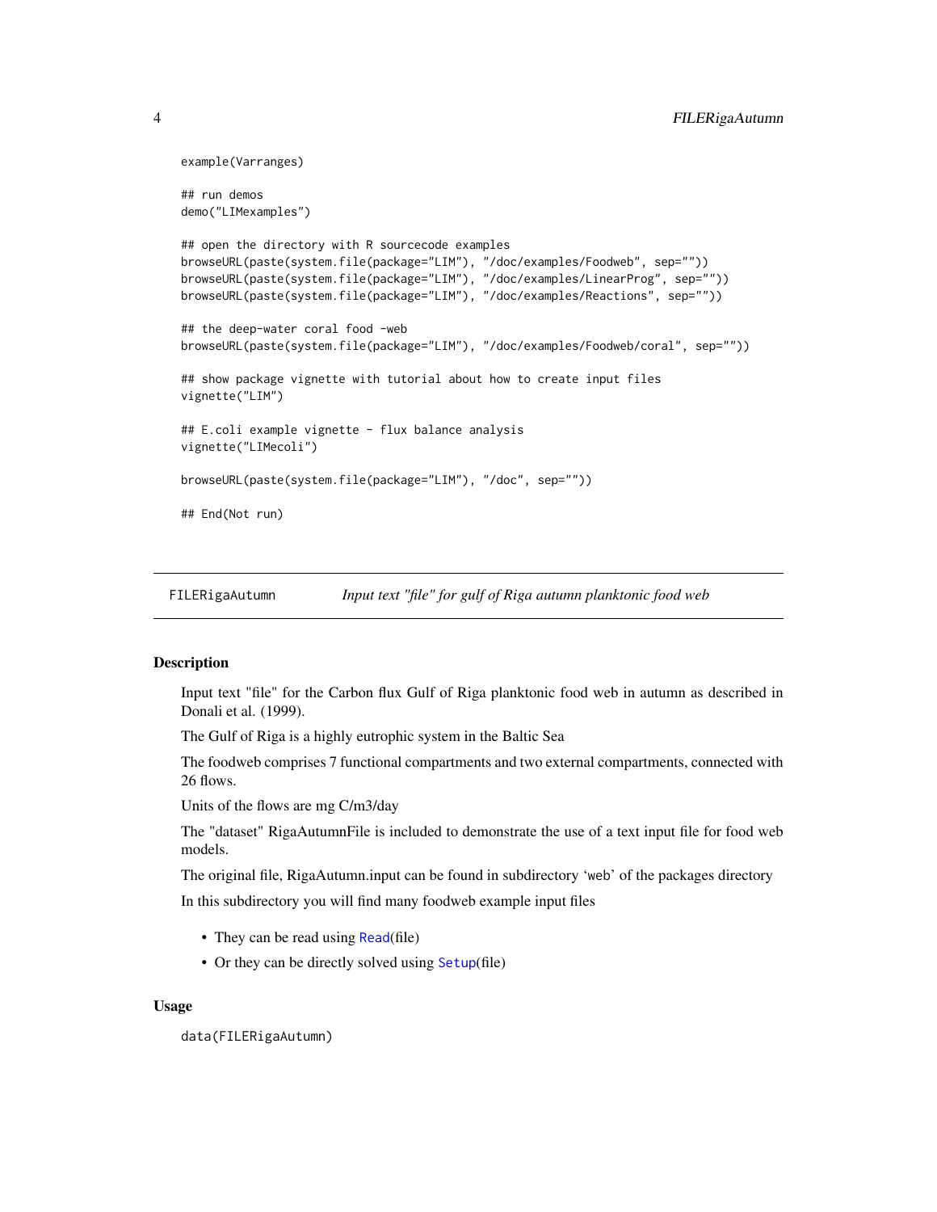```
example(Varranges)

## run demos
demo("LIMexamples")

## open the directory with R sourcecode examples
browseURL(paste(system.file(package="LIM"), "/doc/examples/Foodweb", sep=""))
browseURL(paste(system.file(package="LIM"), "/doc/examples/LinearProg", sep=""))
browseURL(paste(system.file(package="LIM"), "/doc/examples/Reactions", sep=""))

## the deep-water coral food -web
browseURL(paste(system.file(package="LIM"), "/doc/examples/Foodweb/coral", sep=""))

## show package vignette with tutorial about how to create input files
vignette("LIM")

## E.coli example vignette - flux balance analysis
vignette("LIMecoli")

browseURL(paste(system.file(package="LIM"), "/doc", sep=""))

## End(Not run)
```

---

`FILERigaAutumn` *Input text "file" for gulf of Riga autumn planktonic food web*

---

### Description

Input text "file" for the Carbon flux Gulf of Riga planktonic food web in autumn as described in Donali et al. (1999).

The Gulf of Riga is a highly eutrophic system in the Baltic Sea

The foodweb comprises 7 functional compartments and two external compartments, connected with 26 flows.

Units of the flows are mg C/m3/day

The "dataset" RigaAutumnFile is included to demonstrate the use of a text input file for food web models.

The original file, RigaAutumn.input can be found in subdirectory 'web' of the packages directory

In this subdirectory you will find many foodweb example input files

- They can be read using `Read`(file)
- Or they can be directly solved using `Setup`(file)

### Usage

```
data(FILERigaAutumn)
```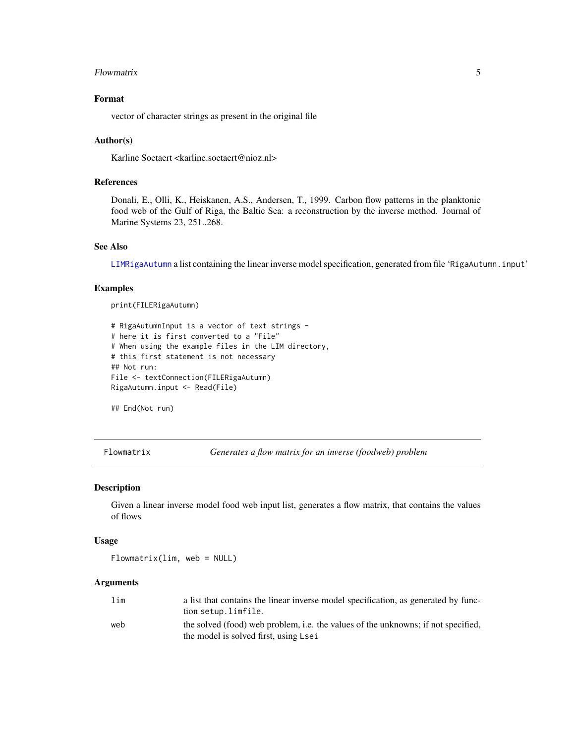### Format

vector of character strings as present in the original file

### Author(s)

Karline Soetaert <karline.soetaert@nioz.nl>

### References

Donali, E., Olli, K., Heiskanen, A.S., Andersen, T., 1999. Carbon flow patterns in the planktonic food web of the Gulf of Riga, the Baltic Sea: a reconstruction by the inverse method. Journal of Marine Systems 23, 251..268.

### See Also

`LIMRigaAutumn` a list containing the linear inverse model specification, generated from file 'RigaAutumn.input'

### Examples

```
print(FILERigaAutumn)

# RigaAutumnInput is a vector of text strings -
# here it is first converted to a "File"
# When using the example files in the LIM directory,
# this first statement is not necessary
## Not run:
File <- textConnection(FILERigaAutumn)
RigaAutumn.input <- Read(File)

## End(Not run)
```

---

## Flowmatrix — *Generates a flow matrix for an inverse (foodweb) problem*

---

### Description

Given a linear inverse model food web input list, generates a flow matrix, that contains the values of flows

### Usage

```
Flowmatrix(lim, web = NULL)
```

### Arguments

| | |
|---|---|
| `lim` | a list that contains the linear inverse model specification, as generated by function `setup.limfile`. |
| `web` | the solved (food) web problem, i.e. the values of the unknowns; if not specified, the model is solved first, using `Lsei` |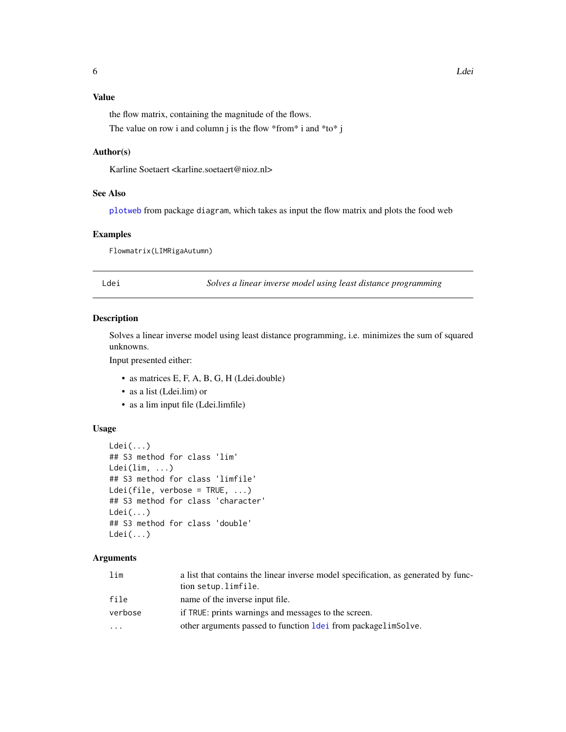## Value

the flow matrix, containing the magnitude of the flows.

The value on row i and column j is the flow *from* i and *to* j

## Author(s)

Karline Soetaert <karline.soetaert@nioz.nl>

## See Also

plotweb from package diagram, which takes as input the flow matrix and plots the food web

## Examples

```
Flowmatrix(LIMRigaAutumn)
```

---

# Ldei — *Solves a linear inverse model using least distance programming*

## Description

Solves a linear inverse model using least distance programming, i.e. minimizes the sum of squared unknowns.

Input presented either:

- as matrices E, F, A, B, G, H (Ldei.double)
- as a list (Ldei.lim) or
- as a lim input file (Ldei.limfile)

## Usage

```
Ldei(...)
## S3 method for class 'lim'
Ldei(lim, ...)
## S3 method for class 'limfile'
Ldei(file, verbose = TRUE, ...)
## S3 method for class 'character'
Ldei(...)
## S3 method for class 'double'
Ldei(...)
```

## Arguments

| | |
|---|---|
| lim | a list that contains the linear inverse model specification, as generated by function setup.limfile. |
| file | name of the inverse input file. |
| verbose | if TRUE: prints warnings and messages to the screen. |
| ... | other arguments passed to function ldei from packagelimSolve. |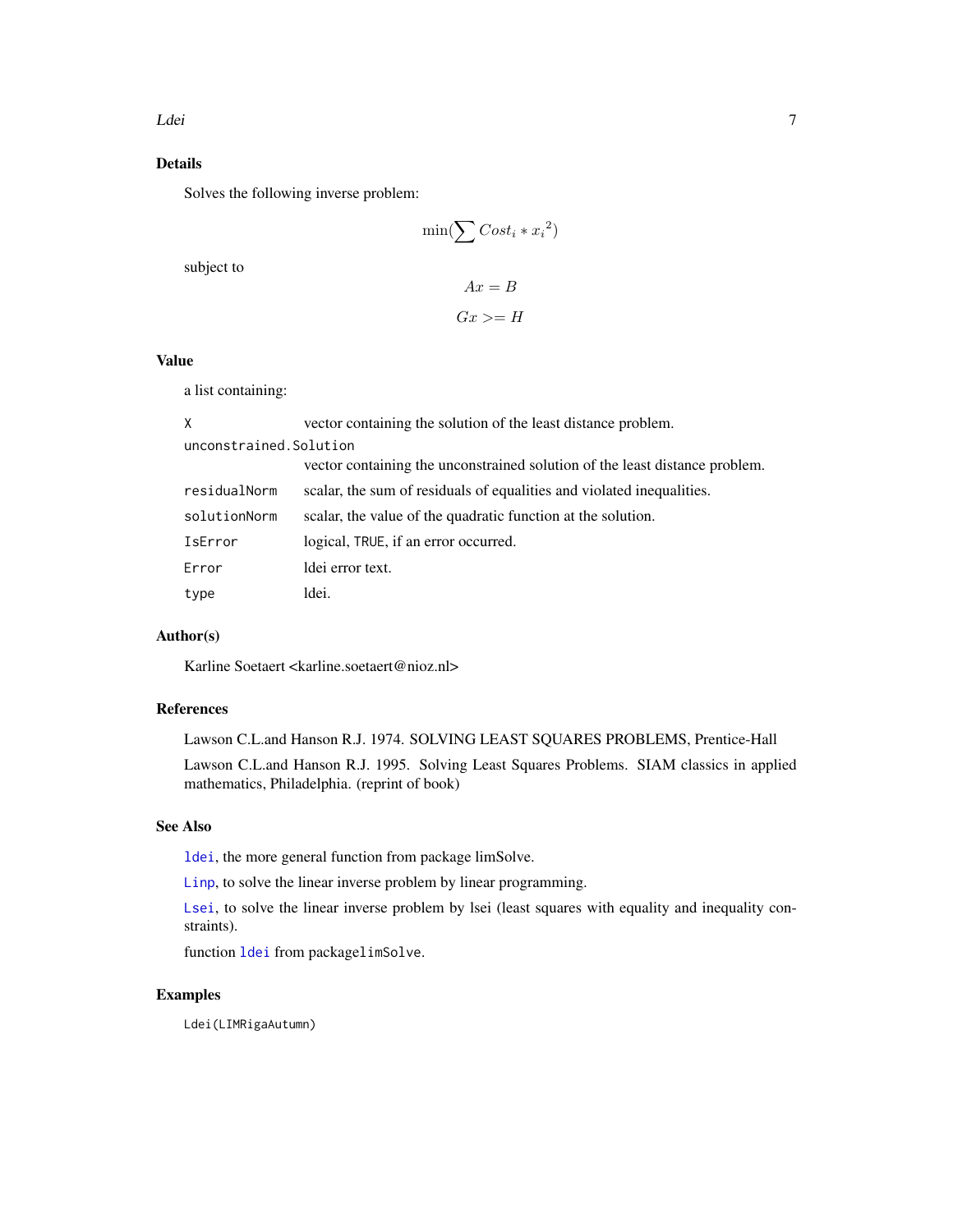## Details

Solves the following inverse problem:

$$\min(\sum Cost_i * {x_i}^2)$$

subject to

$$Ax = B$$

$$Gx >= H$$

## Value

a list containing:

| | |
|---|---|
| `X` | vector containing the solution of the least distance problem. |
| `unconstrained.Solution` | vector containing the unconstrained solution of the least distance problem. |
| `residualNorm` | scalar, the sum of residuals of equalities and violated inequalities. |
| `solutionNorm` | scalar, the value of the quadratic function at the solution. |
| `IsError` | logical, `TRUE`, if an error occurred. |
| `Error` | ldei error text. |
| `type` | ldei. |

## Author(s)

Karline Soetaert <karline.soetaert@nioz.nl>

## References

Lawson C.L.and Hanson R.J. 1974. SOLVING LEAST SQUARES PROBLEMS, Prentice-Hall

Lawson C.L.and Hanson R.J. 1995. Solving Least Squares Problems. SIAM classics in applied mathematics, Philadelphia. (reprint of book)

## See Also

`ldei`, the more general function from package limSolve.

`Linp`, to solve the linear inverse problem by linear programming.

`Lsei`, to solve the linear inverse problem by lsei (least squares with equality and inequality constraints).

function `ldei` from package`limSolve`.

## Examples

```
Ldei(LIMRigaAutumn)
```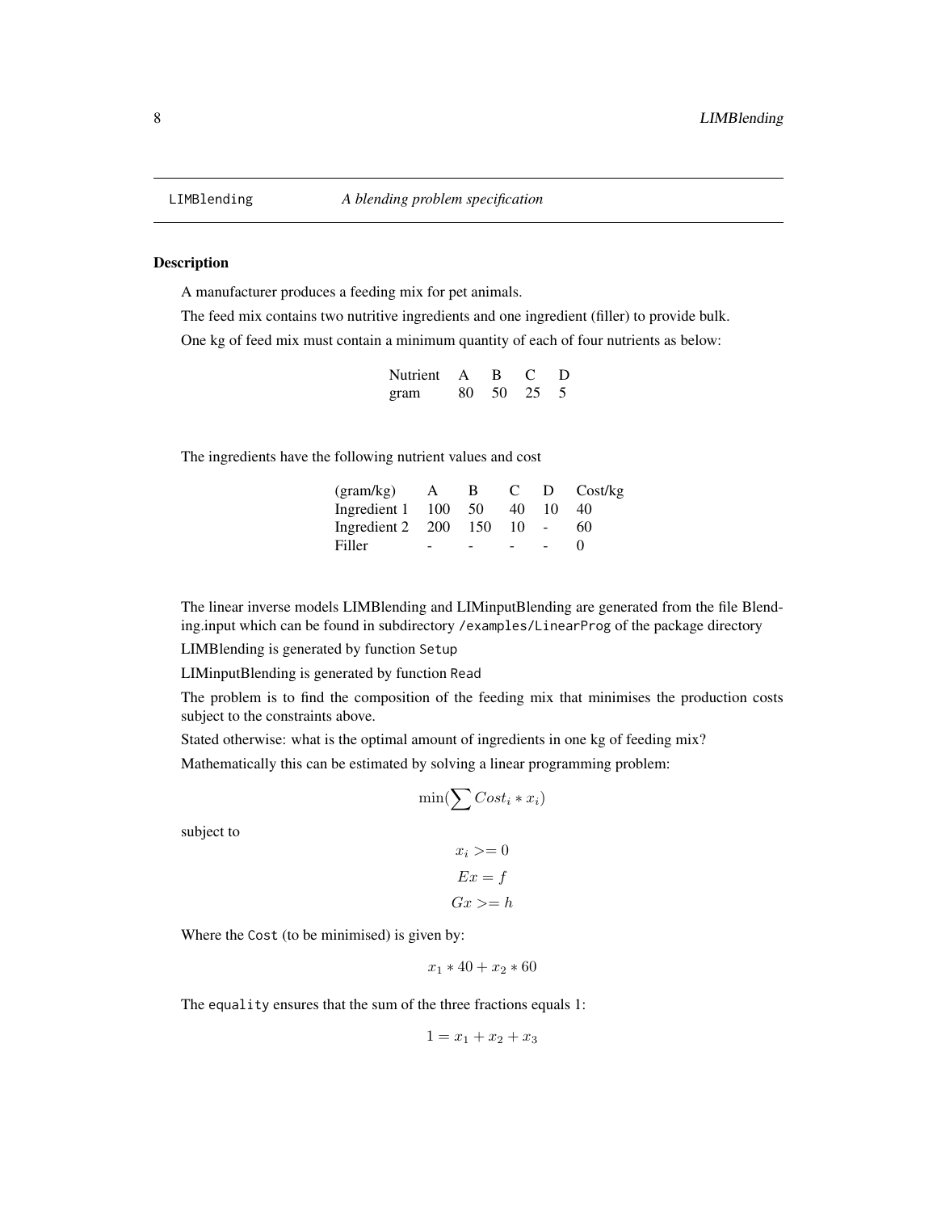# LIMBlending — *A blending problem specification*

## Description

A manufacturer produces a feeding mix for pet animals.

The feed mix contains two nutritive ingredients and one ingredient (filler) to provide bulk.

One kg of feed mix must contain a minimum quantity of each of four nutrients as below:

| Nutrient | A | B | C | D |
|---|---|---|---|---|
| gram | 80 | 50 | 25 | 5 |

The ingredients have the following nutrient values and cost

| (gram/kg) | A | B | C | D | Cost/kg |
|---|---|---|---|---|---|
| Ingredient 1 | 100 | 50 | 40 | 10 | 40 |
| Ingredient 2 | 200 | 150 | 10 | - | 60 |
| Filler | - | - | - | - | 0 |

The linear inverse models LIMBlending and LIMinputBlending are generated from the file Blending.input which can be found in subdirectory `/examples/LinearProg` of the package directory

LIMBlending is generated by function `Setup`

LIMinputBlending is generated by function `Read`

The problem is to find the composition of the feeding mix that minimises the production costs subject to the constraints above.

Stated otherwise: what is the optimal amount of ingredients in one kg of feeding mix?

Mathematically this can be estimated by solving a linear programming problem:

$$\min(\sum Cost_i * x_i)$$

subject to

$$x_i >= 0$$

$$Ex = f$$

$$Gx >= h$$

Where the `Cost` (to be minimised) is given by:

$$x_1 * 40 + x_2 * 60$$

The `equality` ensures that the sum of the three fractions equals 1:

$$1 = x_1 + x_2 + x_3$$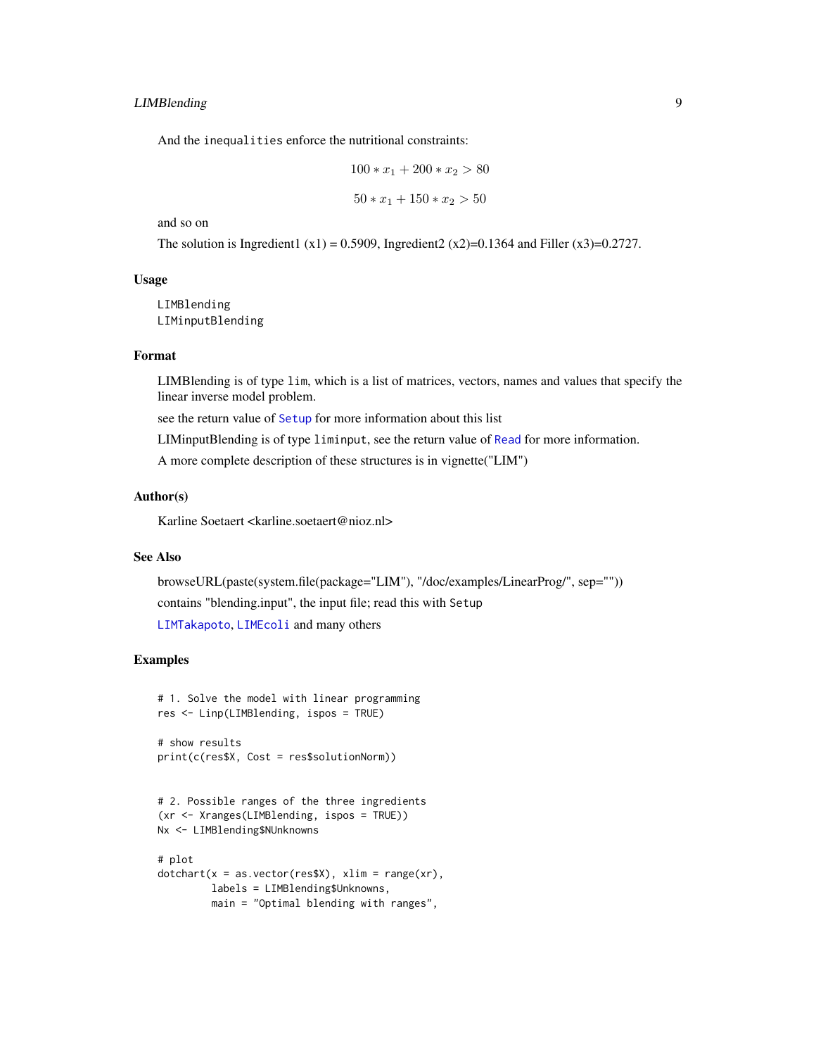And the inequalities enforce the nutritional constraints:

$$100 * x_1 + 200 * x_2 > 80$$

$$50 * x_1 + 150 * x_2 > 50$$

and so on

The solution is Ingredient1 (x1) = 0.5909, Ingredient2 (x2)=0.1364 and Filler (x3)=0.2727.

## Usage

```
LIMBlending
LIMinputBlending
```

## Format

LIMBlending is of type `lim`, which is a list of matrices, vectors, names and values that specify the linear inverse model problem.

see the return value of `Setup` for more information about this list

LIMinputBlending is of type `liminput`, see the return value of `Read` for more information.

A more complete description of these structures is in vignette("LIM")

## Author(s)

Karline Soetaert <karline.soetaert@nioz.nl>

## See Also

browseURL(paste(system.file(package="LIM"), "/doc/examples/LinearProg/", sep=""))

contains "blending.input", the input file; read this with `Setup`

`LIMTakapoto`, `LIMEcoli` and many others

## Examples

```
# 1. Solve the model with linear programming
res <- Linp(LIMBlending, ispos = TRUE)

# show results
print(c(res$X, Cost = res$solutionNorm))


# 2. Possible ranges of the three ingredients
(xr <- Xranges(LIMBlending, ispos = TRUE))
Nx <- LIMBlending$NUnknowns

# plot
dotchart(x = as.vector(res$X), xlim = range(xr),
         labels = LIMBlending$Unknowns,
         main = "Optimal blending with ranges",
```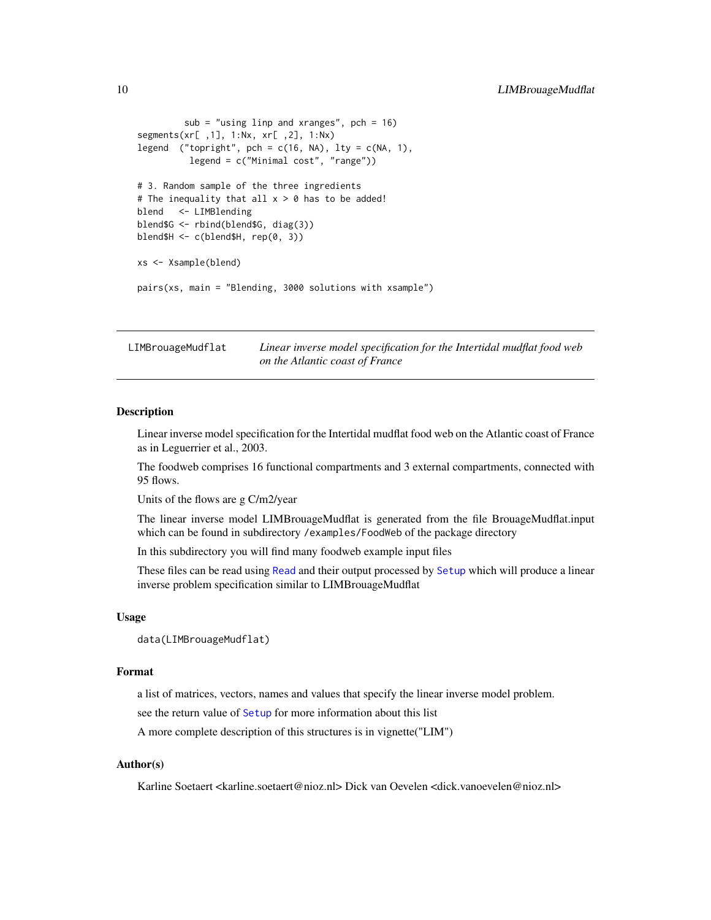```
        sub = "using linp and xranges", pch = 16)
segments(xr[ ,1], 1:Nx, xr[ ,2], 1:Nx)
legend  ("topright", pch = c(16, NA), lty = c(NA, 1),
         legend = c("Minimal cost", "range"))

# 3. Random sample of the three ingredients
# The inequality that all x > 0 has to be added!
blend   <- LIMBlending
blend$G <- rbind(blend$G, diag(3))
blend$H <- c(blend$H, rep(0, 3))

xs <- Xsample(blend)

pairs(xs, main = "Blending, 3000 solutions with xsample")
```

---

## LIMBrouageMudflat — *Linear inverse model specification for the Intertidal mudflat food web on the Atlantic coast of France*

---

### Description

Linear inverse model specification for the Intertidal mudflat food web on the Atlantic coast of France as in Leguerrier et al., 2003.

The foodweb comprises 16 functional compartments and 3 external compartments, connected with 95 flows.

Units of the flows are g C/m2/year

The linear inverse model LIMBrouageMudflat is generated from the file BrouageMudflat.input which can be found in subdirectory `/examples/FoodWeb` of the package directory

In this subdirectory you will find many foodweb example input files

These files can be read using `Read` and their output processed by `Setup` which will produce a linear inverse problem specification similar to LIMBrouageMudflat

### Usage

```
data(LIMBrouageMudflat)
```

### Format

a list of matrices, vectors, names and values that specify the linear inverse model problem.

see the return value of `Setup` for more information about this list

A more complete description of this structures is in vignette("LIM")

### Author(s)

Karline Soetaert <karline.soetaert@nioz.nl> Dick van Oevelen <dick.vanoevelen@nioz.nl>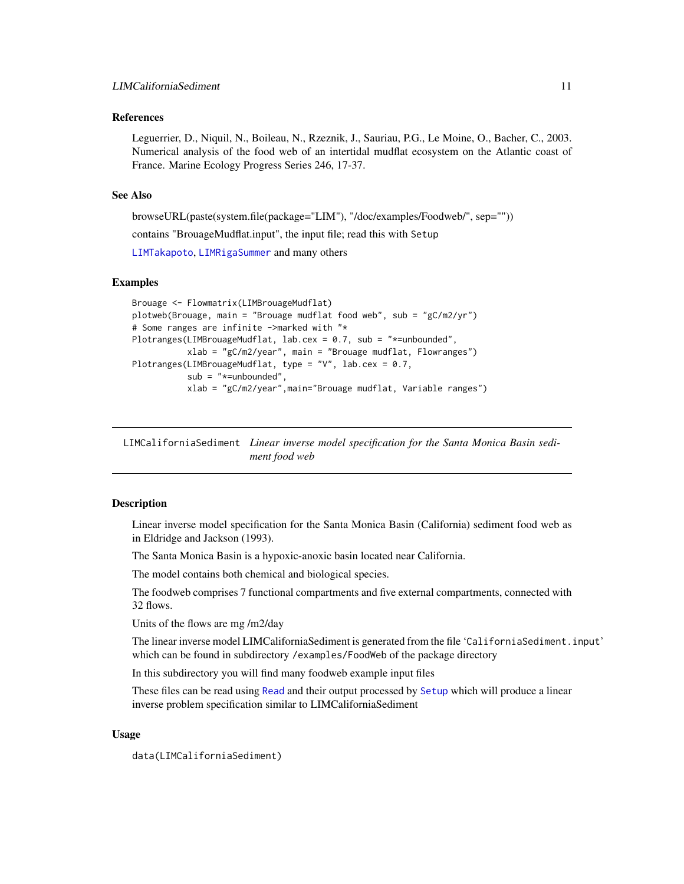### References

Leguerrier, D., Niquil, N., Boileau, N., Rzeznik, J., Sauriau, P.G., Le Moine, O., Bacher, C., 2003. Numerical analysis of the food web of an intertidal mudflat ecosystem on the Atlantic coast of France. Marine Ecology Progress Series 246, 17-37.

### See Also

browseURL(paste(system.file(package="LIM"), "/doc/examples/Foodweb/", sep=""))

contains "BrouageMudflat.input", the input file; read this with `Setup`

`LIMTakapoto`, `LIMRigaSummer` and many others

### Examples

```
Brouage <- Flowmatrix(LIMBrouageMudflat)
plotweb(Brouage, main = "Brouage mudflat food web", sub = "gC/m2/yr")
# Some ranges are infinite ->marked with "*
Plotranges(LIMBrouageMudflat, lab.cex = 0.7, sub = "*=unbounded",
           xlab = "gC/m2/year", main = "Brouage mudflat, Flowranges")
Plotranges(LIMBrouageMudflat, type = "V", lab.cex = 0.7,
           sub = "*=unbounded",
           xlab = "gC/m2/year",main="Brouage mudflat, Variable ranges")
```

---

## LIMCaliforniaSediment *Linear inverse model specification for the Santa Monica Basin sediment food web*

---

### Description

Linear inverse model specification for the Santa Monica Basin (California) sediment food web as in Eldridge and Jackson (1993).

The Santa Monica Basin is a hypoxic-anoxic basin located near California.

The model contains both chemical and biological species.

The foodweb comprises 7 functional compartments and five external compartments, connected with 32 flows.

Units of the flows are mg /m2/day

The linear inverse model LIMCaliforniaSediment is generated from the file '`CaliforniaSediment.input`' which can be found in subdirectory `/examples/FoodWeb` of the package directory

In this subdirectory you will find many foodweb example input files

These files can be read using `Read` and their output processed by `Setup` which will produce a linear inverse problem specification similar to LIMCaliforniaSediment

### Usage

```
data(LIMCaliforniaSediment)
```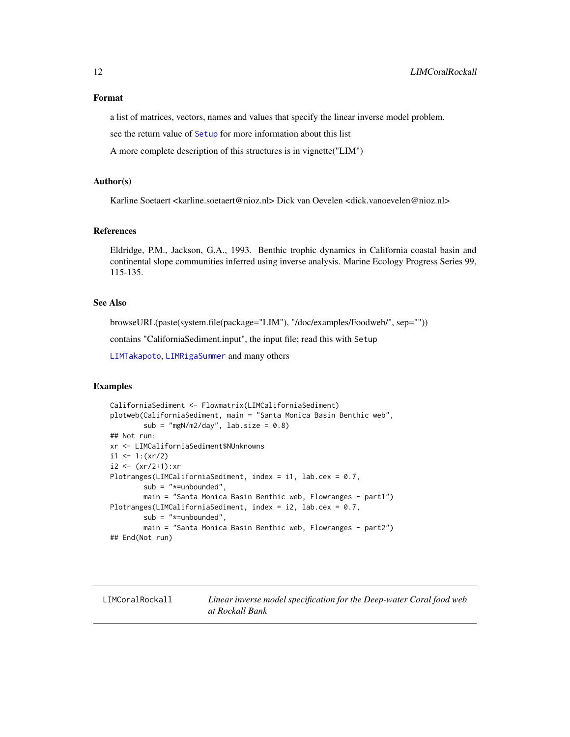### Format

a list of matrices, vectors, names and values that specify the linear inverse model problem.

see the return value of Setup for more information about this list

A more complete description of this structures is in vignette("LIM")

### Author(s)

Karline Soetaert <karline.soetaert@nioz.nl> Dick van Oevelen <dick.vanoevelen@nioz.nl>

### References

Eldridge, P.M., Jackson, G.A., 1993. Benthic trophic dynamics in California coastal basin and continental slope communities inferred using inverse analysis. Marine Ecology Progress Series 99, 115-135.

### See Also

browseURL(paste(system.file(package="LIM"), "/doc/examples/Foodweb/", sep=""))

contains "CaliforniaSediment.input", the input file; read this with Setup

LIMTakapoto, LIMRigaSummer and many others

### Examples

```
CaliforniaSediment <- Flowmatrix(LIMCaliforniaSediment)
plotweb(CaliforniaSediment, main = "Santa Monica Basin Benthic web",
        sub = "mgN/m2/day", lab.size = 0.8)
## Not run:
xr <- LIMCaliforniaSediment$NUnknowns
i1 <- 1:(xr/2)
i2 <- (xr/2+1):xr
Plotranges(LIMCaliforniaSediment, index = i1, lab.cex = 0.7,
        sub = "*=unbounded",
        main = "Santa Monica Basin Benthic web, Flowranges - part1")
Plotranges(LIMCaliforniaSediment, index = i2, lab.cex = 0.7,
        sub = "*=unbounded",
        main = "Santa Monica Basin Benthic web, Flowranges - part2")
## End(Not run)
```

---

## LIMCoralRockall — *Linear inverse model specification for the Deep-water Coral food web at Rockall Bank*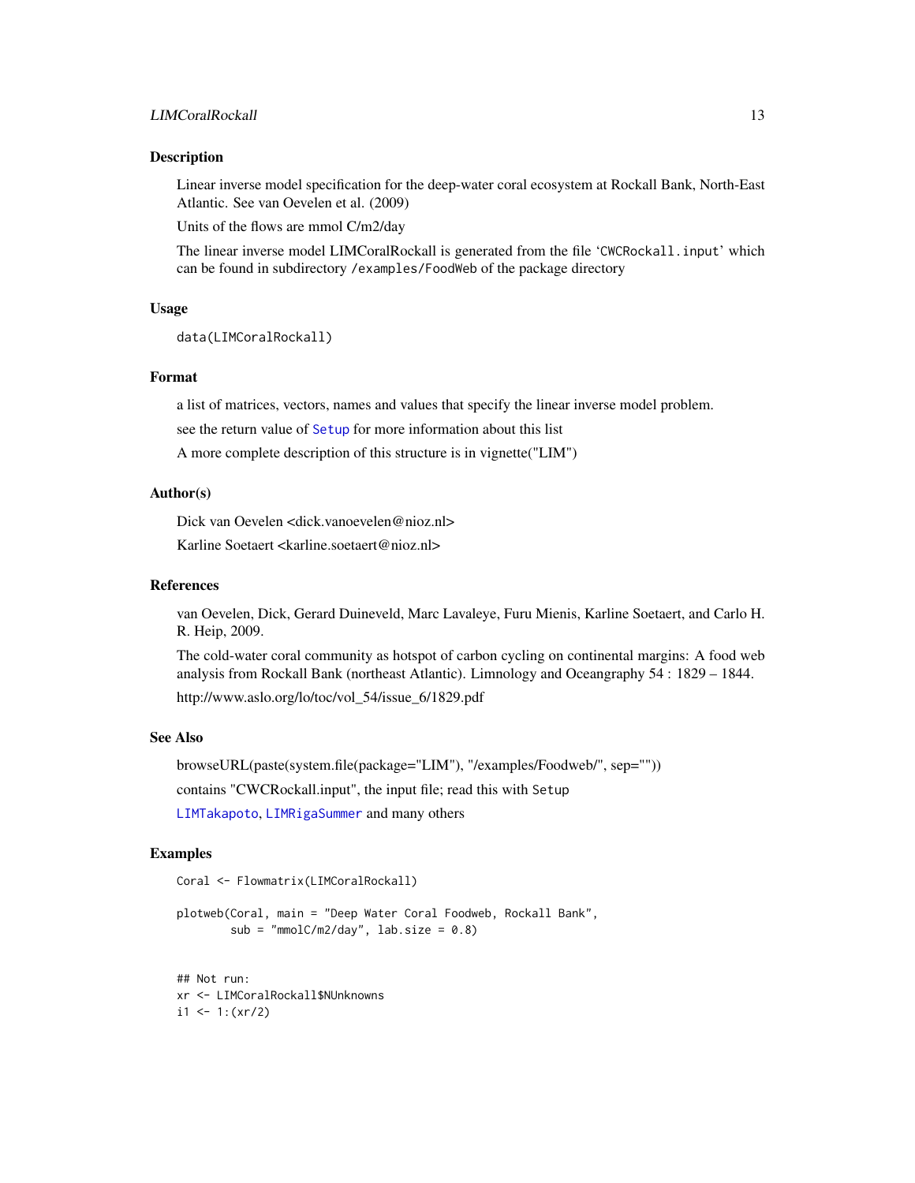### Description

Linear inverse model specification for the deep-water coral ecosystem at Rockall Bank, North-East Atlantic. See van Oevelen et al. (2009)

Units of the flows are mmol C/m2/day

The linear inverse model LIMCoralRockall is generated from the file 'CWCRockall.input' which can be found in subdirectory /examples/FoodWeb of the package directory

### Usage

```
data(LIMCoralRockall)
```

### Format

a list of matrices, vectors, names and values that specify the linear inverse model problem.

see the return value of Setup for more information about this list

A more complete description of this structure is in vignette("LIM")

### Author(s)

Dick van Oevelen <dick.vanoevelen@nioz.nl>

Karline Soetaert <karline.soetaert@nioz.nl>

### References

van Oevelen, Dick, Gerard Duineveld, Marc Lavaleye, Furu Mienis, Karline Soetaert, and Carlo H. R. Heip, 2009.

The cold-water coral community as hotspot of carbon cycling on continental margins: A food web analysis from Rockall Bank (northeast Atlantic). Limnology and Oceangraphy 54 : 1829 – 1844.

http://www.aslo.org/lo/toc/vol_54/issue_6/1829.pdf

### See Also

browseURL(paste(system.file(package="LIM"), "/examples/Foodweb/", sep=""))

contains "CWCRockall.input", the input file; read this with Setup

LIMTakapoto, LIMRigaSummer and many others

### Examples

```
Coral <- Flowmatrix(LIMCoralRockall)

plotweb(Coral, main = "Deep Water Coral Foodweb, Rockall Bank",
        sub = "mmolC/m2/day", lab.size = 0.8)


## Not run:
xr <- LIMCoralRockall$NUnknowns
i1 <- 1:(xr/2)
```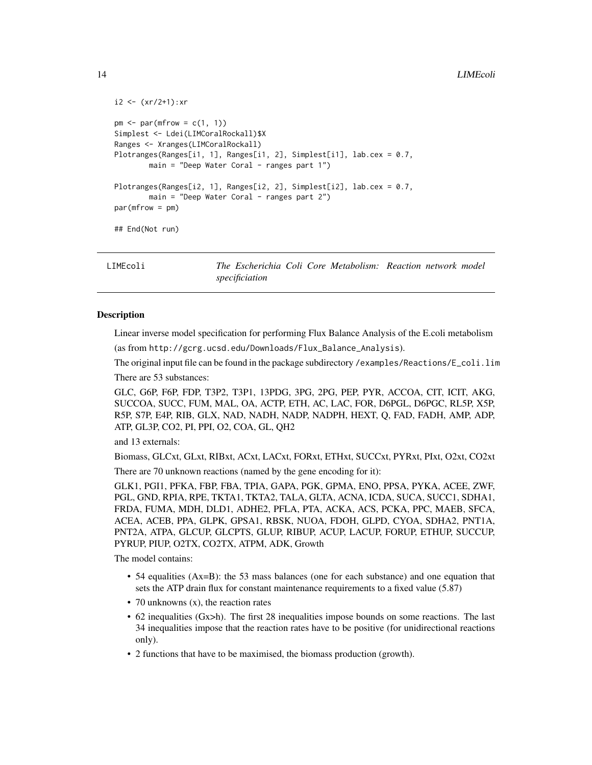```
i2 <- (xr/2+1):xr

pm <- par(mfrow = c(1, 1))
Simplest <- Ldei(LIMCoralRockall)$X
Ranges <- Xranges(LIMCoralRockall)
Plotranges(Ranges[i1, 1], Ranges[i1, 2], Simplest[i1], lab.cex = 0.7,
        main = "Deep Water Coral - ranges part 1")

Plotranges(Ranges[i2, 1], Ranges[i2, 2], Simplest[i2], lab.cex = 0.7,
        main = "Deep Water Coral - ranges part 2")
par(mfrow = pm)

## End(Not run)
```

## LIMEcoli — *The Escherichia Coli Core Metabolism: Reaction network model specificiation*

### Description

Linear inverse model specification for performing Flux Balance Analysis of the E.coli metabolism (as from `http://gcrg.ucsd.edu/Downloads/Flux_Balance_Analysis`).

The original input file can be found in the package subdirectory `/examples/Reactions/E_coli.lim`

There are 53 substances:

GLC, G6P, F6P, FDP, T3P2, T3P1, 13PDG, 3PG, 2PG, PEP, PYR, ACCOA, CIT, ICIT, AKG, SUCCOA, SUCC, FUM, MAL, OA, ACTP, ETH, AC, LAC, FOR, D6PGL, D6PGC, RL5P, X5P, R5P, S7P, E4P, RIB, GLX, NAD, NADH, NADP, NADPH, HEXT, Q, FAD, FADH, AMP, ADP, ATP, GL3P, CO2, PI, PPI, O2, COA, GL, QH2

and 13 externals:

Biomass, GLCxt, GLxt, RIBxt, ACxt, LACxt, FORxt, ETHxt, SUCCxt, PYRxt, PIxt, O2xt, CO2xt

There are 70 unknown reactions (named by the gene encoding for it):

GLK1, PGI1, PFKA, FBP, FBA, TPIA, GAPA, PGK, GPMA, ENO, PPSA, PYKA, ACEE, ZWF, PGL, GND, RPIA, RPE, TKTA1, TKTA2, TALA, GLTA, ACNA, ICDA, SUCA, SUCC1, SDHA1, FRDA, FUMA, MDH, DLD1, ADHE2, PFLA, PTA, ACKA, ACS, PCKA, PPC, MAEB, SFCA, ACEA, ACEB, PPA, GLPK, GPSA1, RBSK, NUOA, FDOH, GLPD, CYOA, SDHA2, PNT1A, PNT2A, ATPA, GLCUP, GLCPTS, GLUP, RIBUP, ACUP, LACUP, FORUP, ETHUP, SUCCUP, PYRUP, PIUP, O2TX, CO2TX, ATPM, ADK, Growth

The model contains:

- 54 equalities (Ax=B): the 53 mass balances (one for each substance) and one equation that sets the ATP drain flux for constant maintenance requirements to a fixed value (5.87)
- 70 unknowns (x), the reaction rates
- 62 inequalities (Gx>h). The first 28 inequalities impose bounds on some reactions. The last 34 inequalities impose that the reaction rates have to be positive (for unidirectional reactions only).
- 2 functions that have to be maximised, the biomass production (growth).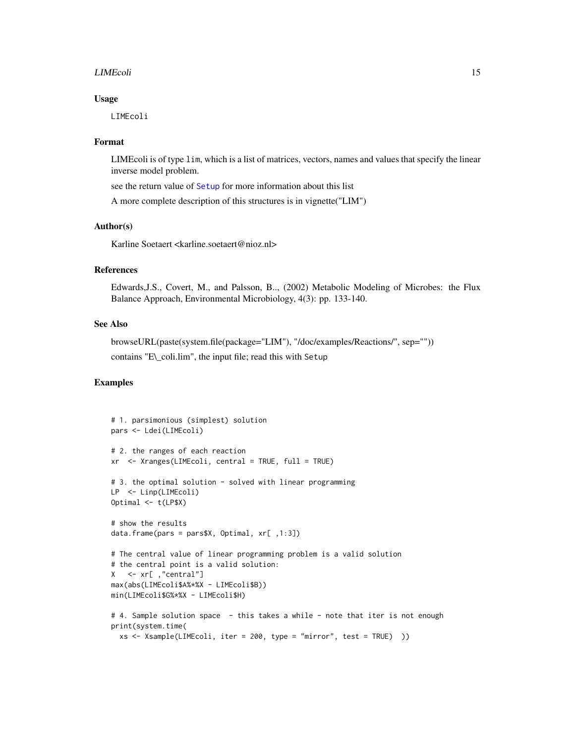### Usage

```
LIMEcoli
```

### Format

LIMEcoli is of type `lim`, which is a list of matrices, vectors, names and values that specify the linear inverse model problem.

see the return value of `Setup` for more information about this list

A more complete description of this structures is in vignette("LIM")

### Author(s)

Karline Soetaert <karline.soetaert@nioz.nl>

### References

Edwards,J.S., Covert, M., and Palsson, B.., (2002) Metabolic Modeling of Microbes: the Flux Balance Approach, Environmental Microbiology, 4(3): pp. 133-140.

### See Also

browseURL(paste(system.file(package="LIM"), "/doc/examples/Reactions/", sep=""))

contains "E\_coli.lim", the input file; read this with `Setup`

### Examples

```
# 1. parsimonious (simplest) solution
pars <- Ldei(LIMEcoli)

# 2. the ranges of each reaction
xr  <- Xranges(LIMEcoli, central = TRUE, full = TRUE)

# 3. the optimal solution - solved with linear programming
LP  <- Linp(LIMEcoli)
Optimal <- t(LP$X)

# show the results
data.frame(pars = pars$X, Optimal, xr[ ,1:3])

# The central value of linear programming problem is a valid solution
# the central point is a valid solution:
X   <- xr[ ,"central"]
max(abs(LIMEcoli$A%*%X - LIMEcoli$B))
min(LIMEcoli$G%*%X - LIMEcoli$H)

# 4. Sample solution space  - this takes a while - note that iter is not enough
print(system.time(
  xs <- Xsample(LIMEcoli, iter = 200, type = "mirror", test = TRUE)  ))
```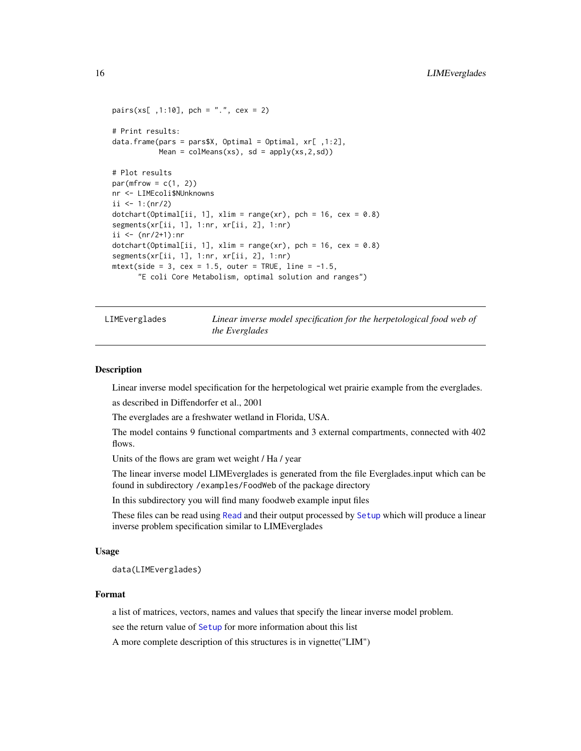```
pairs(xs[ ,1:10], pch = ".", cex = 2)

# Print results:
data.frame(pars = pars$X, Optimal = Optimal, xr[ ,1:2],
           Mean = colMeans(xs), sd = apply(xs,2,sd))

# Plot results
par(mfrow = c(1, 2))
nr <- LIMEcoli$NUnknowns
ii <- 1:(nr/2)
dotchart(Optimal[ii, 1], xlim = range(xr), pch = 16, cex = 0.8)
segments(xr[ii, 1], 1:nr, xr[ii, 2], 1:nr)
ii <- (nr/2+1):nr
dotchart(Optimal[ii, 1], xlim = range(xr), pch = 16, cex = 0.8)
segments(xr[ii, 1], 1:nr, xr[ii, 2], 1:nr)
mtext(side = 3, cex = 1.5, outer = TRUE, line = -1.5,
      "E coli Core Metabolism, optimal solution and ranges")
```

---

## LIMEverglades — *Linear inverse model specification for the herpetological food web of the Everglades*

---

### Description

Linear inverse model specification for the herpetological wet prairie example from the everglades.

as described in Diffendorfer et al., 2001

The everglades are a freshwater wetland in Florida, USA.

The model contains 9 functional compartments and 3 external compartments, connected with 402 flows.

Units of the flows are gram wet weight / Ha / year

The linear inverse model LIMEverglades is generated from the file Everglades.input which can be found in subdirectory `/examples/FoodWeb` of the package directory

In this subdirectory you will find many foodweb example input files

These files can be read using `Read` and their output processed by `Setup` which will produce a linear inverse problem specification similar to LIMEverglades

### Usage

```
data(LIMEverglades)
```

### Format

a list of matrices, vectors, names and values that specify the linear inverse model problem.

see the return value of `Setup` for more information about this list

A more complete description of this structures is in vignette("LIM")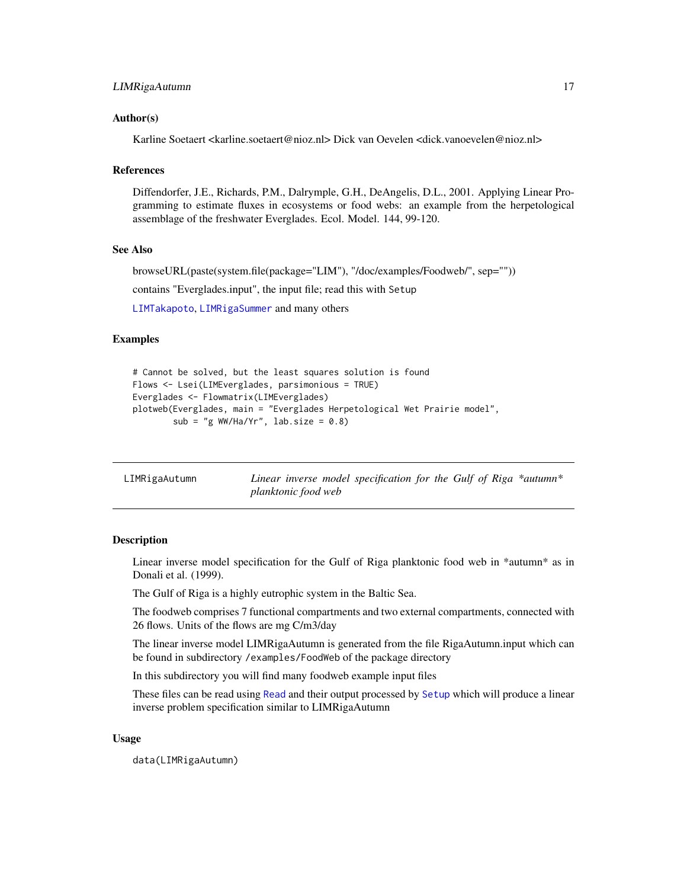### Author(s)

Karline Soetaert <karline.soetaert@nioz.nl> Dick van Oevelen <dick.vanoevelen@nioz.nl>

### References

Diffendorfer, J.E., Richards, P.M., Dalrymple, G.H., DeAngelis, D.L., 2001. Applying Linear Programming to estimate fluxes in ecosystems or food webs: an example from the herpetological assemblage of the freshwater Everglades. Ecol. Model. 144, 99-120.

### See Also

browseURL(paste(system.file(package="LIM"), "/doc/examples/Foodweb/", sep=""))

contains "Everglades.input", the input file; read this with `Setup`

`LIMTakapoto`, `LIMRigaSummer` and many others

### Examples

```
# Cannot be solved, but the least squares solution is found
Flows <- Lsei(LIMEverglades, parsimonious = TRUE)
Everglades <- Flowmatrix(LIMEverglades)
plotweb(Everglades, main = "Everglades Herpetological Wet Prairie model",
        sub = "g WW/Ha/Yr", lab.size = 0.8)
```

---

## LIMRigaAutumn — *Linear inverse model specification for the Gulf of Riga *autumn* planktonic food web*

### Description

Linear inverse model specification for the Gulf of Riga planktonic food web in *autumn* as in Donali et al. (1999).

The Gulf of Riga is a highly eutrophic system in the Baltic Sea.

The foodweb comprises 7 functional compartments and two external compartments, connected with 26 flows. Units of the flows are mg C/m3/day

The linear inverse model LIMRigaAutumn is generated from the file RigaAutumn.input which can be found in subdirectory `/examples/FoodWeb` of the package directory

In this subdirectory you will find many foodweb example input files

These files can be read using `Read` and their output processed by `Setup` which will produce a linear inverse problem specification similar to LIMRigaAutumn

### Usage

```
data(LIMRigaAutumn)
```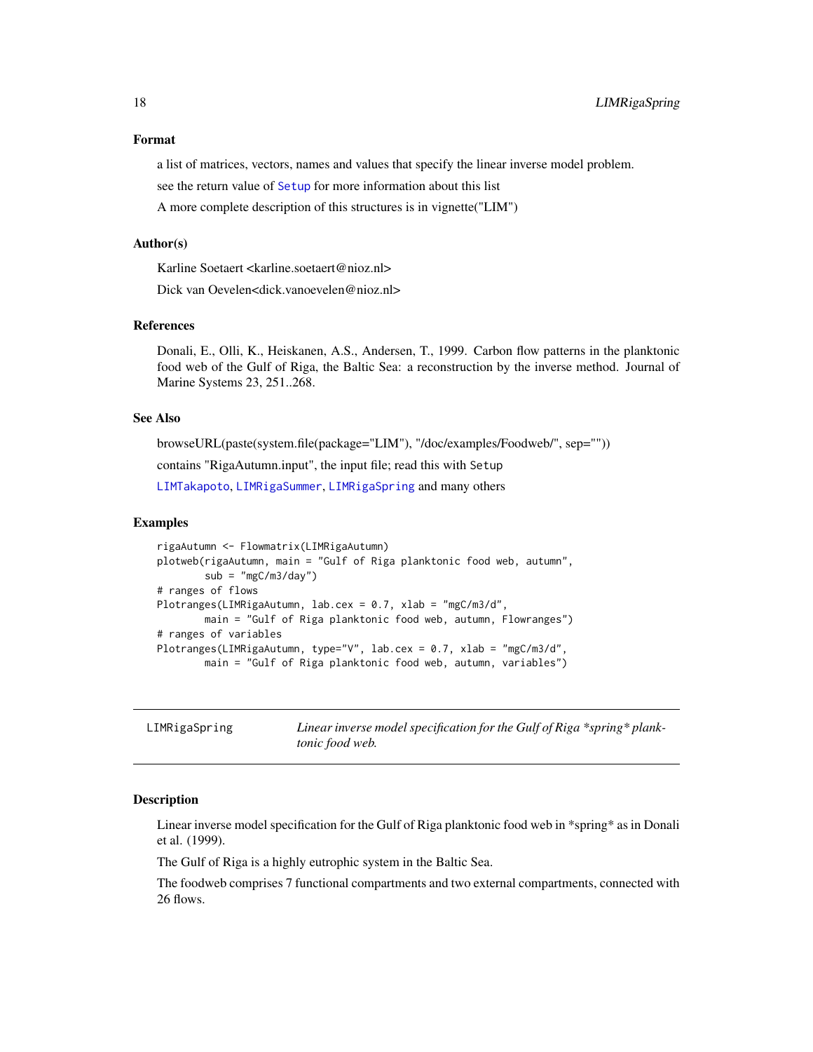### Format

a list of matrices, vectors, names and values that specify the linear inverse model problem.

see the return value of Setup for more information about this list

A more complete description of this structures is in vignette("LIM")

### Author(s)

Karline Soetaert <karline.soetaert@nioz.nl>

Dick van Oevelen<dick.vanoevelen@nioz.nl>

### References

Donali, E., Olli, K., Heiskanen, A.S., Andersen, T., 1999. Carbon flow patterns in the planktonic food web of the Gulf of Riga, the Baltic Sea: a reconstruction by the inverse method. Journal of Marine Systems 23, 251..268.

### See Also

browseURL(paste(system.file(package="LIM"), "/doc/examples/Foodweb/", sep=""))

contains "RigaAutumn.input", the input file; read this with Setup

LIMTakapoto, LIMRigaSummer, LIMRigaSpring and many others

### Examples

```
rigaAutumn <- Flowmatrix(LIMRigaAutumn)
plotweb(rigaAutumn, main = "Gulf of Riga planktonic food web, autumn",
        sub = "mgC/m3/day")
# ranges of flows
Plotranges(LIMRigaAutumn, lab.cex = 0.7, xlab = "mgC/m3/d",
        main = "Gulf of Riga planktonic food web, autumn, Flowranges")
# ranges of variables
Plotranges(LIMRigaAutumn, type="V", lab.cex = 0.7, xlab = "mgC/m3/d",
        main = "Gulf of Riga planktonic food web, autumn, variables")
```

---

## LIMRigaSpring — *Linear inverse model specification for the Gulf of Riga *spring* planktonic food web.*

---

### Description

Linear inverse model specification for the Gulf of Riga planktonic food web in *spring* as in Donali et al. (1999).

The Gulf of Riga is a highly eutrophic system in the Baltic Sea.

The foodweb comprises 7 functional compartments and two external compartments, connected with 26 flows.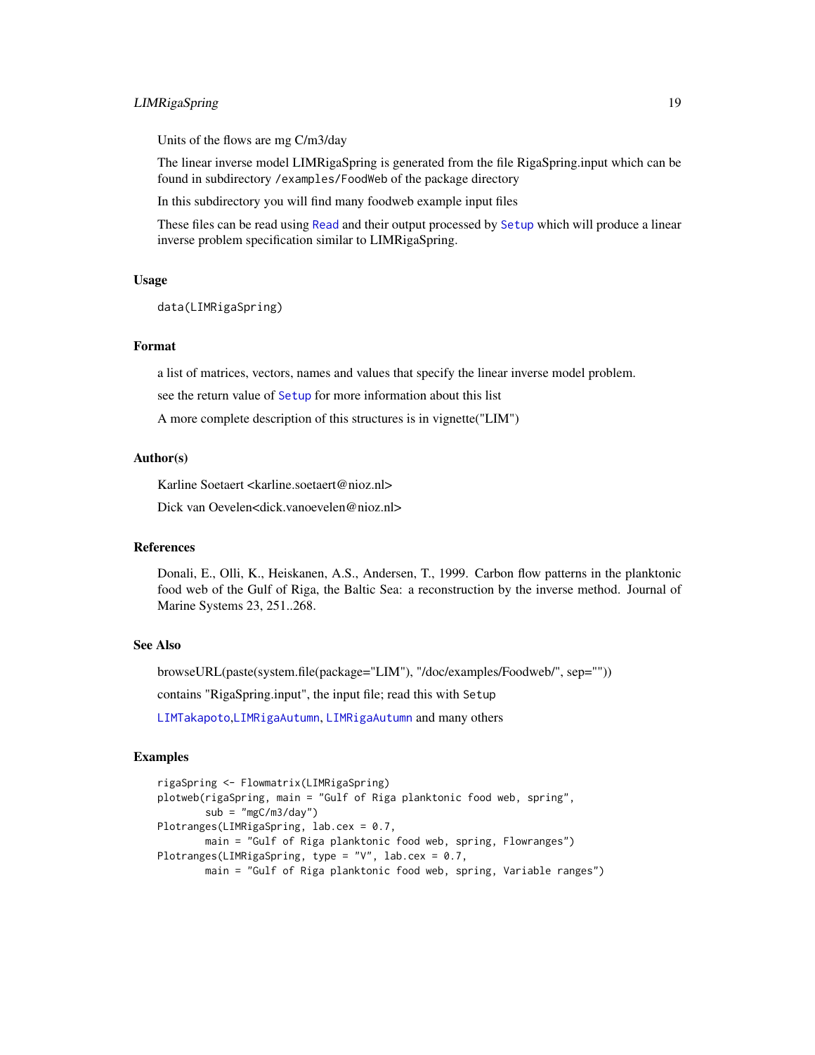Units of the flows are mg C/m3/day

The linear inverse model LIMRigaSpring is generated from the file RigaSpring.input which can be found in subdirectory `/examples/FoodWeb` of the package directory

In this subdirectory you will find many foodweb example input files

These files can be read using `Read` and their output processed by `Setup` which will produce a linear inverse problem specification similar to LIMRigaSpring.

## Usage

```
data(LIMRigaSpring)
```

## Format

a list of matrices, vectors, names and values that specify the linear inverse model problem.

see the return value of `Setup` for more information about this list

A more complete description of this structures is in vignette("LIM")

## Author(s)

Karline Soetaert <karline.soetaert@nioz.nl>

Dick van Oevelen<dick.vanoevelen@nioz.nl>

## References

Donali, E., Olli, K., Heiskanen, A.S., Andersen, T., 1999. Carbon flow patterns in the planktonic food web of the Gulf of Riga, the Baltic Sea: a reconstruction by the inverse method. Journal of Marine Systems 23, 251..268.

## See Also

browseURL(paste(system.file(package="LIM"), "/doc/examples/Foodweb/", sep=""))

contains "RigaSpring.input", the input file; read this with `Setup`

`LIMTakapoto`,`LIMRigaAutumn`, `LIMRigaAutumn` and many others

## Examples

```
rigaSpring <- Flowmatrix(LIMRigaSpring)
plotweb(rigaSpring, main = "Gulf of Riga planktonic food web, spring",
        sub = "mgC/m3/day")
Plotranges(LIMRigaSpring, lab.cex = 0.7,
        main = "Gulf of Riga planktonic food web, spring, Flowranges")
Plotranges(LIMRigaSpring, type = "V", lab.cex = 0.7,
        main = "Gulf of Riga planktonic food web, spring, Variable ranges")
```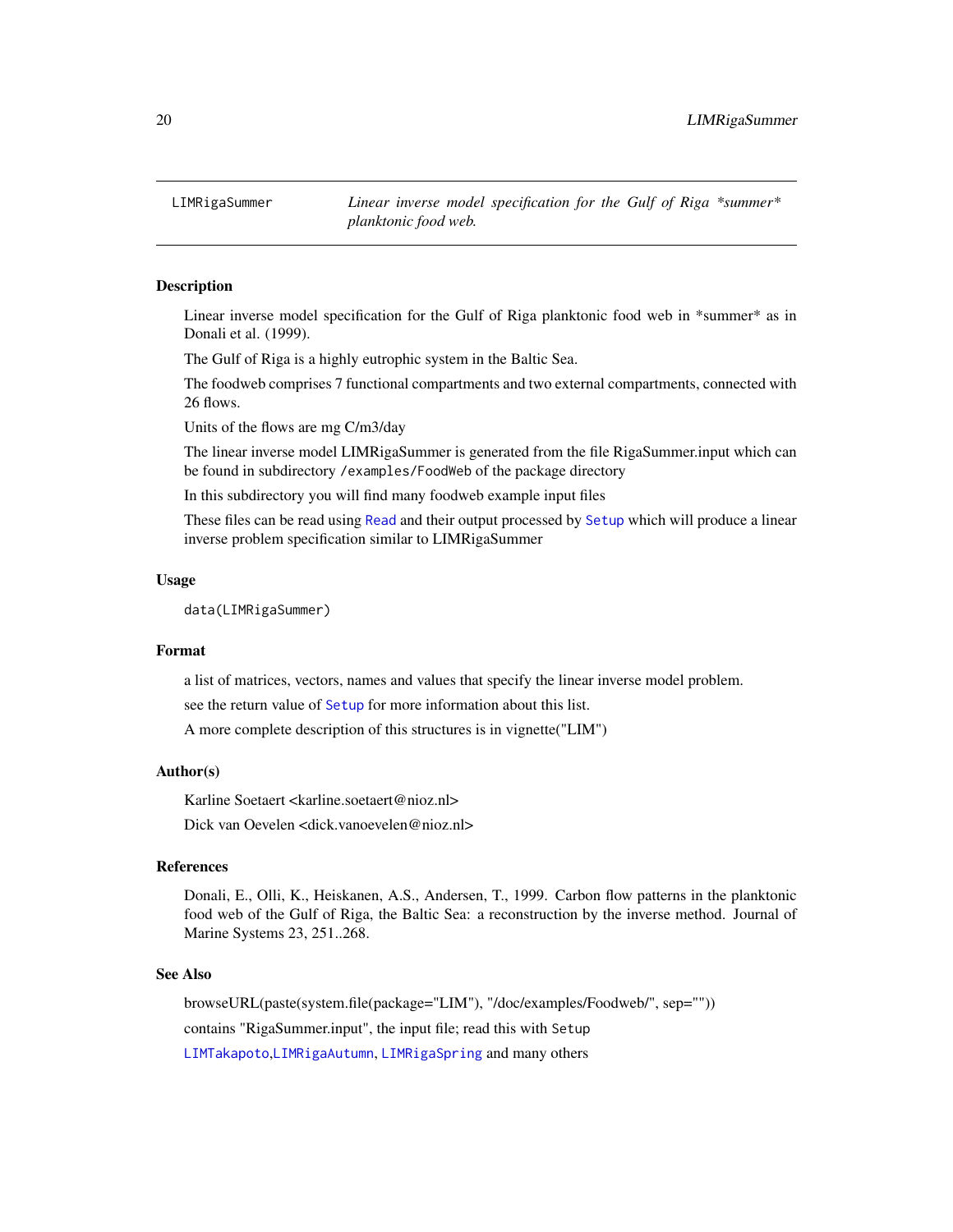LIMRigaSummer *Linear inverse model specification for the Gulf of Riga *summer* planktonic food web.*

### Description

Linear inverse model specification for the Gulf of Riga planktonic food web in *summer* as in Donali et al. (1999).

The Gulf of Riga is a highly eutrophic system in the Baltic Sea.

The foodweb comprises 7 functional compartments and two external compartments, connected with 26 flows.

Units of the flows are mg C/m3/day

The linear inverse model LIMRigaSummer is generated from the file RigaSummer.input which can be found in subdirectory `/examples/FoodWeb` of the package directory

In this subdirectory you will find many foodweb example input files

These files can be read using `Read` and their output processed by `Setup` which will produce a linear inverse problem specification similar to LIMRigaSummer

### Usage

```
data(LIMRigaSummer)
```

### Format

a list of matrices, vectors, names and values that specify the linear inverse model problem.

see the return value of `Setup` for more information about this list.

A more complete description of this structures is in vignette("LIM")

### Author(s)

Karline Soetaert <karline.soetaert@nioz.nl>

Dick van Oevelen <dick.vanoevelen@nioz.nl>

### References

Donali, E., Olli, K., Heiskanen, A.S., Andersen, T., 1999. Carbon flow patterns in the planktonic food web of the Gulf of Riga, the Baltic Sea: a reconstruction by the inverse method. Journal of Marine Systems 23, 251..268.

### See Also

browseURL(paste(system.file(package="LIM"), "/doc/examples/Foodweb/", sep=""))

contains "RigaSummer.input", the input file; read this with `Setup`

`LIMTakapoto`,`LIMRigaAutumn`, `LIMRigaSpring` and many others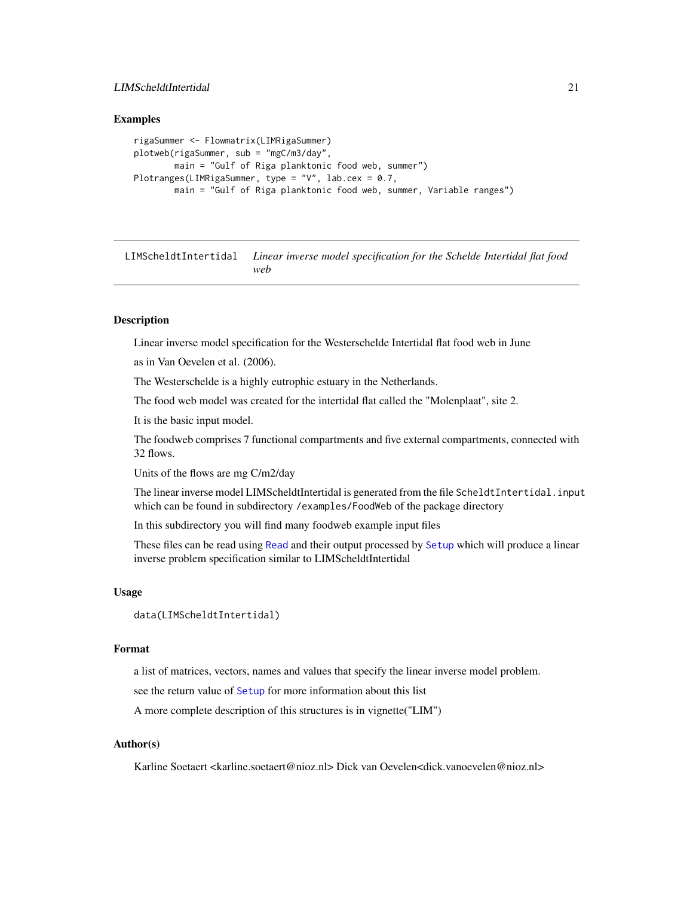## Examples

```
rigaSummer <- Flowmatrix(LIMRigaSummer)
plotweb(rigaSummer, sub = "mgC/m3/day",
        main = "Gulf of Riga planktonic food web, summer")
Plotranges(LIMRigaSummer, type = "V", lab.cex = 0.7,
        main = "Gulf of Riga planktonic food web, summer, Variable ranges")
```

---

# LIMScheldtIntertidal *Linear inverse model specification for the Schelde Intertidal flat food web*

---

## Description

Linear inverse model specification for the Westerschelde Intertidal flat food web in June

as in Van Oevelen et al. (2006).

The Westerschelde is a highly eutrophic estuary in the Netherlands.

The food web model was created for the intertidal flat called the "Molenplaat", site 2.

It is the basic input model.

The foodweb comprises 7 functional compartments and five external compartments, connected with 32 flows.

Units of the flows are mg C/m2/day

The linear inverse model LIMScheldtIntertidal is generated from the file `ScheldtIntertidal.input` which can be found in subdirectory `/examples/FoodWeb` of the package directory

In this subdirectory you will find many foodweb example input files

These files can be read using `Read` and their output processed by `Setup` which will produce a linear inverse problem specification similar to LIMScheldtIntertidal

## Usage

```
data(LIMScheldtIntertidal)
```

## Format

a list of matrices, vectors, names and values that specify the linear inverse model problem.

see the return value of `Setup` for more information about this list

A more complete description of this structures is in vignette("LIM")

## Author(s)

Karline Soetaert <karline.soetaert@nioz.nl> Dick van Oevelen<dick.vanoevelen@nioz.nl>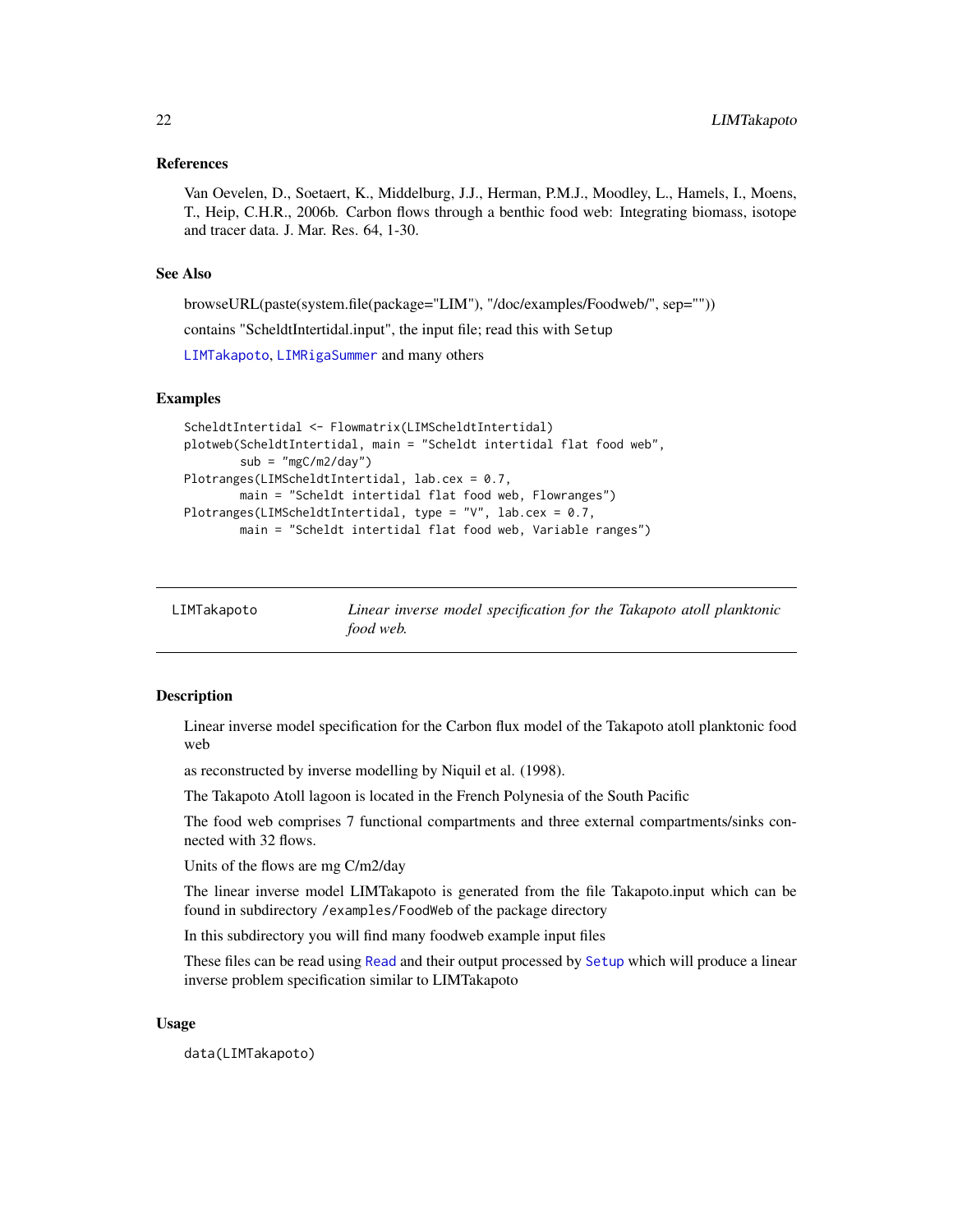### References

Van Oevelen, D., Soetaert, K., Middelburg, J.J., Herman, P.M.J., Moodley, L., Hamels, I., Moens, T., Heip, C.H.R., 2006b. Carbon flows through a benthic food web: Integrating biomass, isotope and tracer data. J. Mar. Res. 64, 1-30.

### See Also

browseURL(paste(system.file(package="LIM"), "/doc/examples/Foodweb/", sep=""))

contains "ScheldtIntertidal.input", the input file; read this with `Setup`

`LIMTakapoto`, `LIMRigaSummer` and many others

### Examples

```
ScheldtIntertidal <- Flowmatrix(LIMScheldtIntertidal)
plotweb(ScheldtIntertidal, main = "Scheldt intertidal flat food web",
        sub = "mgC/m2/day")
Plotranges(LIMScheldtIntertidal, lab.cex = 0.7,
        main = "Scheldt intertidal flat food web, Flowranges")
Plotranges(LIMScheldtIntertidal, type = "V", lab.cex = 0.7,
        main = "Scheldt intertidal flat food web, Variable ranges")
```

---

## LIMTakapoto — *Linear inverse model specification for the Takapoto atoll planktonic food web.*

---

### Description

Linear inverse model specification for the Carbon flux model of the Takapoto atoll planktonic food web

as reconstructed by inverse modelling by Niquil et al. (1998).

The Takapoto Atoll lagoon is located in the French Polynesia of the South Pacific

The food web comprises 7 functional compartments and three external compartments/sinks connected with 32 flows.

Units of the flows are mg C/m2/day

The linear inverse model LIMTakapoto is generated from the file Takapoto.input which can be found in subdirectory `/examples/FoodWeb` of the package directory

In this subdirectory you will find many foodweb example input files

These files can be read using `Read` and their output processed by `Setup` which will produce a linear inverse problem specification similar to LIMTakapoto

### Usage

```
data(LIMTakapoto)
```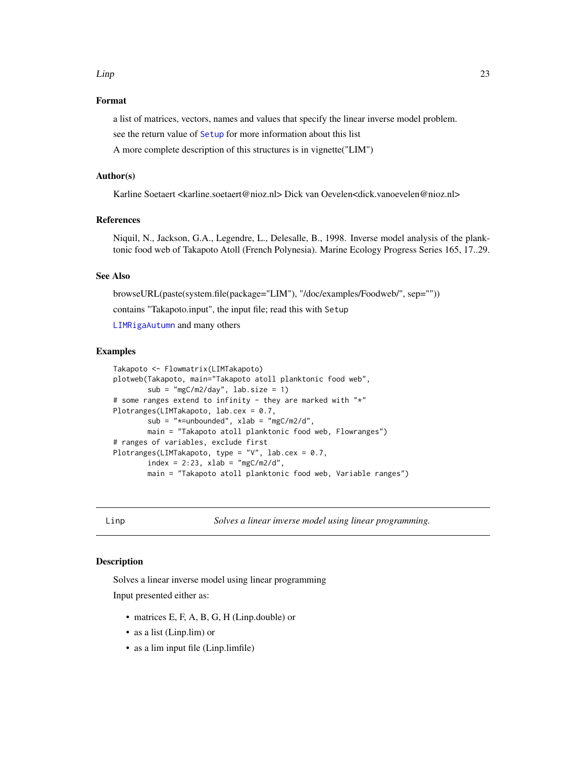### Format

a list of matrices, vectors, names and values that specify the linear inverse model problem.

see the return value of Setup for more information about this list

A more complete description of this structures is in vignette("LIM")

### Author(s)

Karline Soetaert <karline.soetaert@nioz.nl> Dick van Oevelen<dick.vanoevelen@nioz.nl>

### References

Niquil, N., Jackson, G.A., Legendre, L., Delesalle, B., 1998. Inverse model analysis of the planktonic food web of Takapoto Atoll (French Polynesia). Marine Ecology Progress Series 165, 17..29.

### See Also

browseURL(paste(system.file(package="LIM"), "/doc/examples/Foodweb/", sep=""))

contains "Takapoto.input", the input file; read this with `Setup`

`LIMRigaAutumn` and many others

### Examples

```
Takapoto <- Flowmatrix(LIMTakapoto)
plotweb(Takapoto, main="Takapoto atoll planktonic food web",
        sub = "mgC/m2/day", lab.size = 1)
# some ranges extend to infinity - they are marked with "*"
Plotranges(LIMTakapoto, lab.cex = 0.7,
        sub = "*=unbounded", xlab = "mgC/m2/d",
        main = "Takapoto atoll planktonic food web, Flowranges")
# ranges of variables, exclude first
Plotranges(LIMTakapoto, type = "V", lab.cex = 0.7,
        index = 2:23, xlab = "mgC/m2/d",
        main = "Takapoto atoll planktonic food web, Variable ranges")
```

---

## Linp — *Solves a linear inverse model using linear programming.*

---

### Description

Solves a linear inverse model using linear programming

Input presented either as:

- matrices E, F, A, B, G, H (Linp.double) or
- as a list (Linp.lim) or
- as a lim input file (Linp.limfile)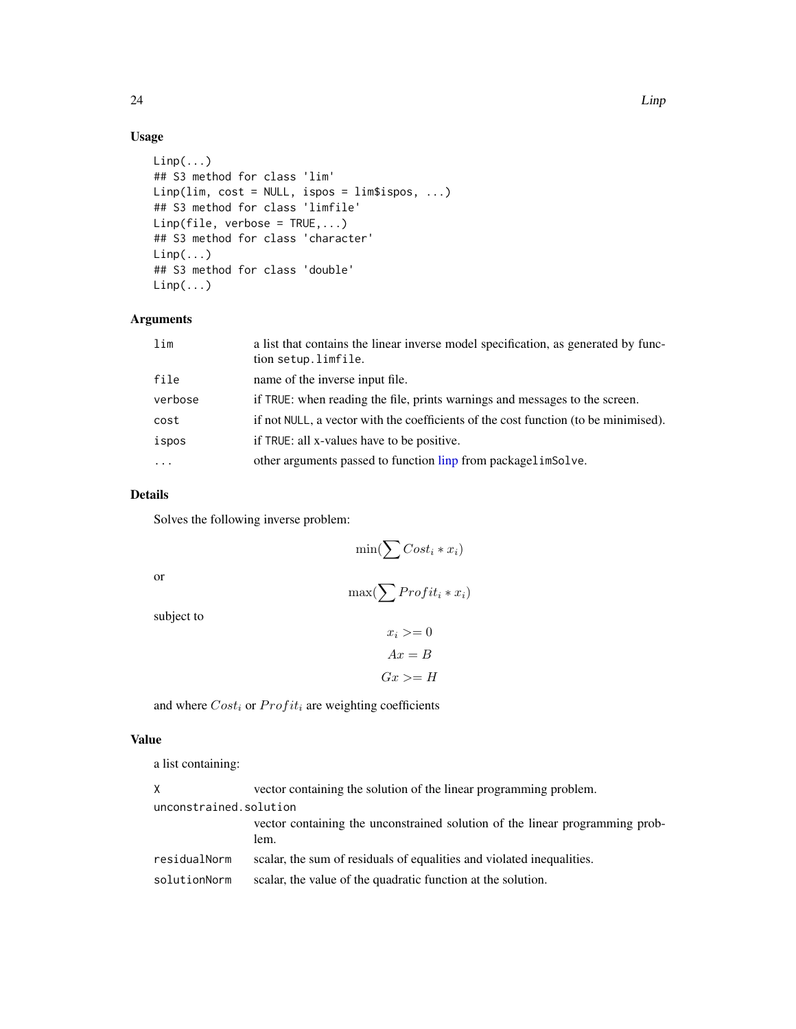## Usage

```
Linp(...)
## S3 method for class 'lim'
Linp(lim, cost = NULL, ispos = lim$ispos, ...)
## S3 method for class 'limfile'
Linp(file, verbose = TRUE,...)
## S3 method for class 'character'
Linp(...)
## S3 method for class 'double'
Linp(...)
```

## Arguments

| | |
|---|---|
| `lim` | a list that contains the linear inverse model specification, as generated by function `setup.limfile`. |
| `file` | name of the inverse input file. |
| `verbose` | if `TRUE`: when reading the file, prints warnings and messages to the screen. |
| `cost` | if not `NULL`, a vector with the coefficients of the cost function (to be minimised). |
| `ispos` | if `TRUE`: all x-values have to be positive. |
| `...` | other arguments passed to function linp from package`limSolve`. |

## Details

Solves the following inverse problem:

$$\min(\sum Cost_i * x_i)$$

or

$$\max(\sum Profit_i * x_i)$$

subject to

$$x_i >= 0$$

$$Ax = B$$

$$Gx >= H$$

and where $Cost_i$ or $Profit_i$ are weighting coefficients

## Value

a list containing:

| | |
|---|---|
| `X` | vector containing the solution of the linear programming problem. |
| `unconstrained.solution` | vector containing the unconstrained solution of the linear programming problem. |
| `residualNorm` | scalar, the sum of residuals of equalities and violated inequalities. |
| `solutionNorm` | scalar, the value of the quadratic function at the solution. |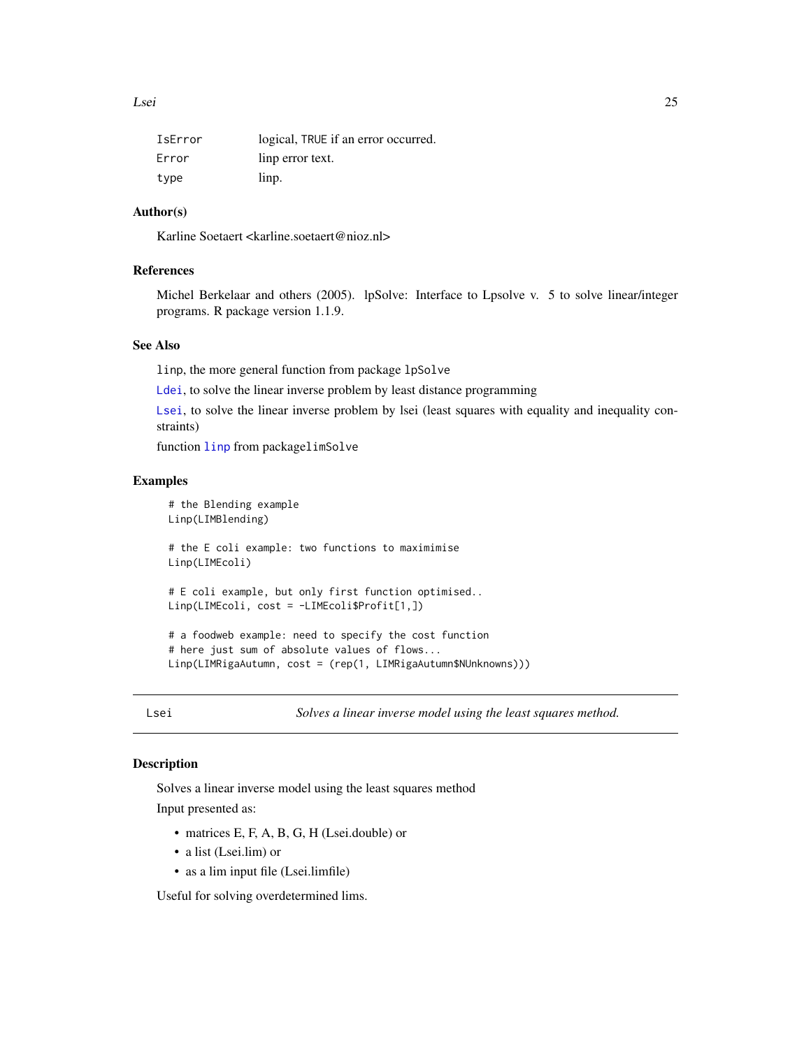| | |
|---|---|
| IsError | logical, TRUE if an error occurred. |
| Error | linp error text. |
| type | linp. |

## Author(s)

Karline Soetaert <karline.soetaert@nioz.nl>

## References

Michel Berkelaar and others (2005). lpSolve: Interface to Lpsolve v. 5 to solve linear/integer programs. R package version 1.1.9.

## See Also

linp, the more general function from package lpSolve

Ldei, to solve the linear inverse problem by least distance programming

Lsei, to solve the linear inverse problem by lsei (least squares with equality and inequality constraints)

function linp from packagelimSolve

## Examples

```
# the Blending example
Linp(LIMBlending)

# the E coli example: two functions to maximimise
Linp(LIMEcoli)

# E coli example, but only first function optimised..
Linp(LIMEcoli, cost = -LIMEcoli$Profit[1,])

# a foodweb example: need to specify the cost function
# here just sum of absolute values of flows...
Linp(LIMRigaAutumn, cost = (rep(1, LIMRigaAutumn$NUnknowns)))
```

---

# Lsei — *Solves a linear inverse model using the least squares method.*

---

## Description

Solves a linear inverse model using the least squares method

Input presented as:

- matrices E, F, A, B, G, H (Lsei.double) or
- a list (Lsei.lim) or
- as a lim input file (Lsei.limfile)

Useful for solving overdetermined lims.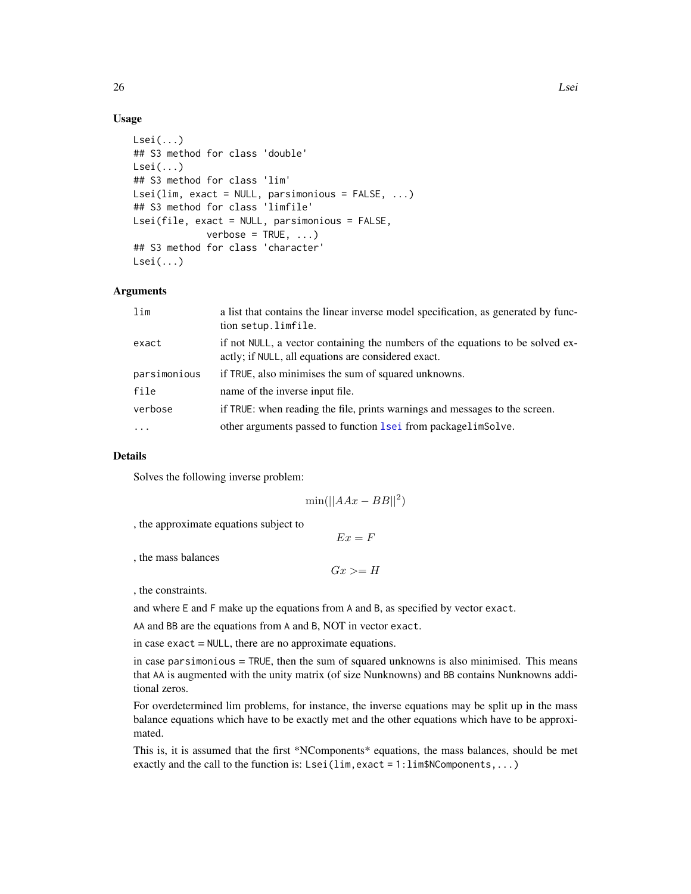### Usage

```
Lsei(...)
## S3 method for class 'double'
Lsei(...)
## S3 method for class 'lim'
Lsei(lim, exact = NULL, parsimonious = FALSE, ...)
## S3 method for class 'limfile'
Lsei(file, exact = NULL, parsimonious = FALSE,
           verbose = TRUE, ...)
## S3 method for class 'character'
Lsei(...)
```

### Arguments

| | |
|---|---|
| `lim` | a list that contains the linear inverse model specification, as generated by function `setup.limfile`. |
| `exact` | if not `NULL`, a vector containing the numbers of the equations to be solved exactly; if `NULL`, all equations are considered exact. |
| `parsimonious` | if `TRUE`, also minimises the sum of squared unknowns. |
| `file` | name of the inverse input file. |
| `verbose` | if `TRUE`: when reading the file, prints warnings and messages to the screen. |
| `...` | other arguments passed to function `lsei` from packagelimSolve. |

### Details

Solves the following inverse problem:

$$\min(||AAx - BB||^2)$$

, the approximate equations subject to

$$Ex = F$$

, the mass balances

$$Gx >= H$$

, the constraints.

and where `E` and `F` make up the equations from `A` and `B`, as specified by vector `exact`.

`AA` and `BB` are the equations from `A` and `B`, NOT in vector `exact`.

in case `exact = NULL`, there are no approximate equations.

in case `parsimonious = TRUE`, then the sum of squared unknowns is also minimised. This means that `AA` is augmented with the unity matrix (of size Nunknowns) and `BB` contains Nunknowns additional zeros.

For overdetermined lim problems, for instance, the inverse equations may be split up in the mass balance equations which have to be exactly met and the other equations which have to be approximated.

This is, it is assumed that the first *NComponents* equations, the mass balances, should be met exactly and the call to the function is: `Lsei(lim,exact = 1:lim$NComponents,...)`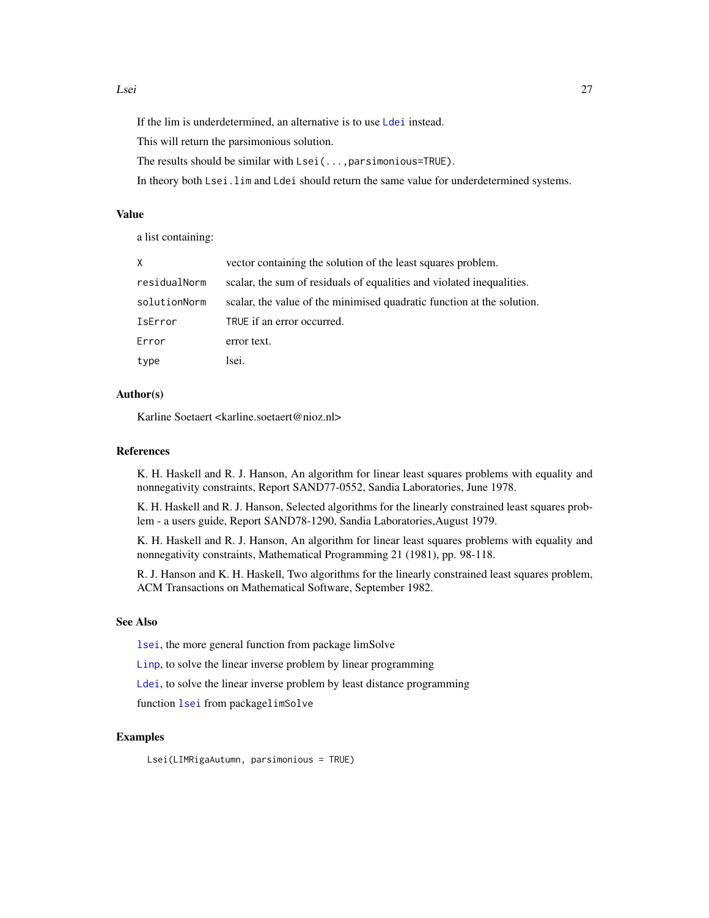If the lim is underdetermined, an alternative is to use `Ldei` instead.

This will return the parsimonious solution.

The results should be similar with `Lsei(...,parsimonious=TRUE)`.

In theory both `Lsei.lim` and `Ldei` should return the same value for underdetermined systems.

## Value

a list containing:

| | |
|---|---|
| `X` | vector containing the solution of the least squares problem. |
| `residualNorm` | scalar, the sum of residuals of equalities and violated inequalities. |
| `solutionNorm` | scalar, the value of the minimised quadratic function at the solution. |
| `IsError` | `TRUE` if an error occurred. |
| `Error` | error text. |
| `type` | lsei. |

## Author(s)

Karline Soetaert <karline.soetaert@nioz.nl>

## References

K. H. Haskell and R. J. Hanson, An algorithm for linear least squares problems with equality and nonnegativity constraints, Report SAND77-0552, Sandia Laboratories, June 1978.

K. H. Haskell and R. J. Hanson, Selected algorithms for the linearly constrained least squares problem - a users guide, Report SAND78-1290, Sandia Laboratories,August 1979.

K. H. Haskell and R. J. Hanson, An algorithm for linear least squares problems with equality and nonnegativity constraints, Mathematical Programming 21 (1981), pp. 98-118.

R. J. Hanson and K. H. Haskell, Two algorithms for the linearly constrained least squares problem, ACM Transactions on Mathematical Software, September 1982.

## See Also

`lsei`, the more general function from package limSolve

`Linp`, to solve the linear inverse problem by linear programming

`Ldei`, to solve the linear inverse problem by least distance programming

function `lsei` from package`limSolve`

## Examples

```
Lsei(LIMRigaAutumn, parsimonious = TRUE)
```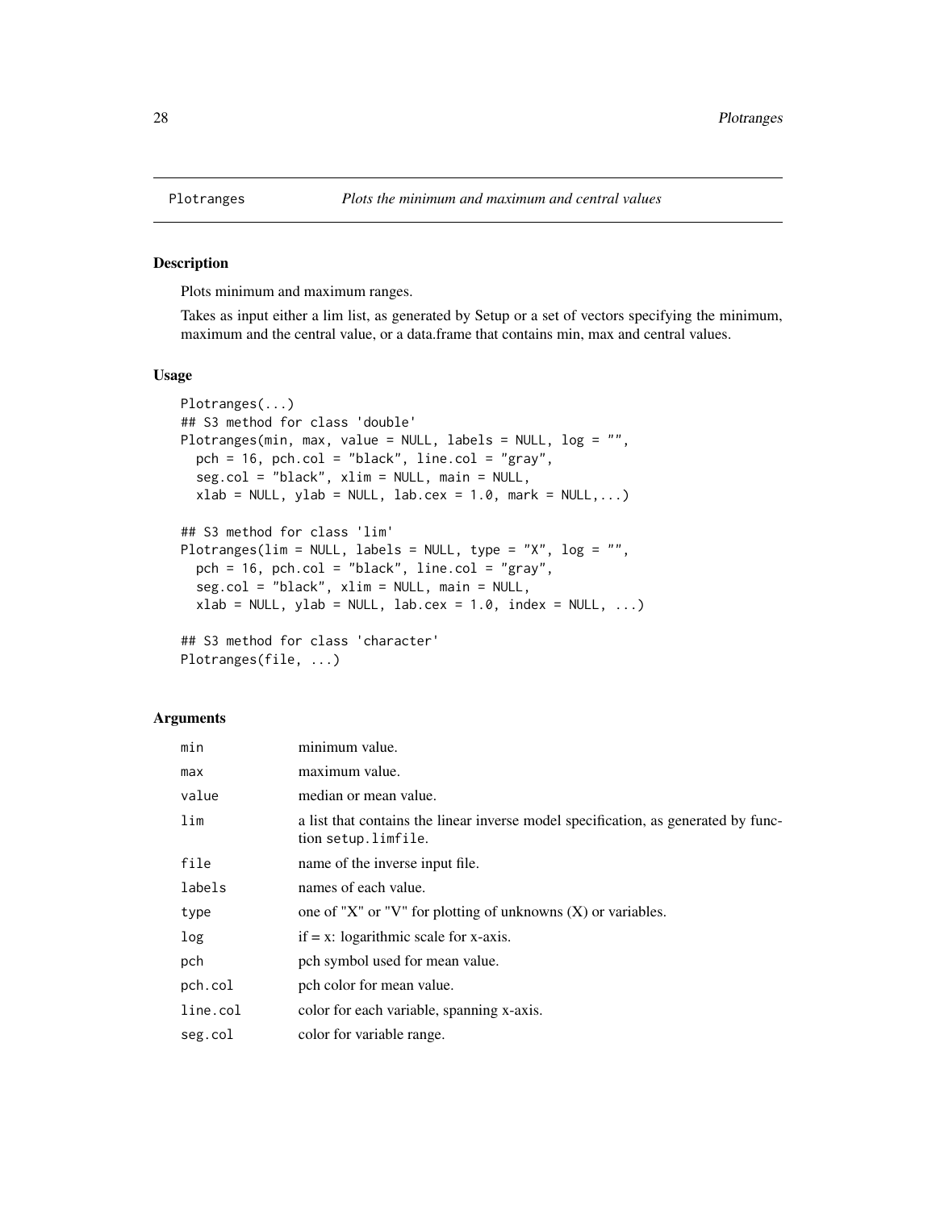# Plotranges — *Plots the minimum and maximum and central values*

## Description

Plots minimum and maximum ranges.

Takes as input either a lim list, as generated by Setup or a set of vectors specifying the minimum, maximum and the central value, or a data.frame that contains min, max and central values.

## Usage

```
Plotranges(...)
## S3 method for class 'double'
Plotranges(min, max, value = NULL, labels = NULL, log = "",
  pch = 16, pch.col = "black", line.col = "gray",
  seg.col = "black", xlim = NULL, main = NULL,
  xlab = NULL, ylab = NULL, lab.cex = 1.0, mark = NULL,...)

## S3 method for class 'lim'
Plotranges(lim = NULL, labels = NULL, type = "X", log = "",
  pch = 16, pch.col = "black", line.col = "gray",
  seg.col = "black", xlim = NULL, main = NULL,
  xlab = NULL, ylab = NULL, lab.cex = 1.0, index = NULL, ...)

## S3 method for class 'character'
Plotranges(file, ...)
```

## Arguments

| | |
|---|---|
| `min` | minimum value. |
| `max` | maximum value. |
| `value` | median or mean value. |
| `lim` | a list that contains the linear inverse model specification, as generated by function `setup.limfile`. |
| `file` | name of the inverse input file. |
| `labels` | names of each value. |
| `type` | one of "X" or "V" for plotting of unknowns (X) or variables. |
| `log` | if = x: logarithmic scale for x-axis. |
| `pch` | pch symbol used for mean value. |
| `pch.col` | pch color for mean value. |
| `line.col` | color for each variable, spanning x-axis. |
| `seg.col` | color for variable range. |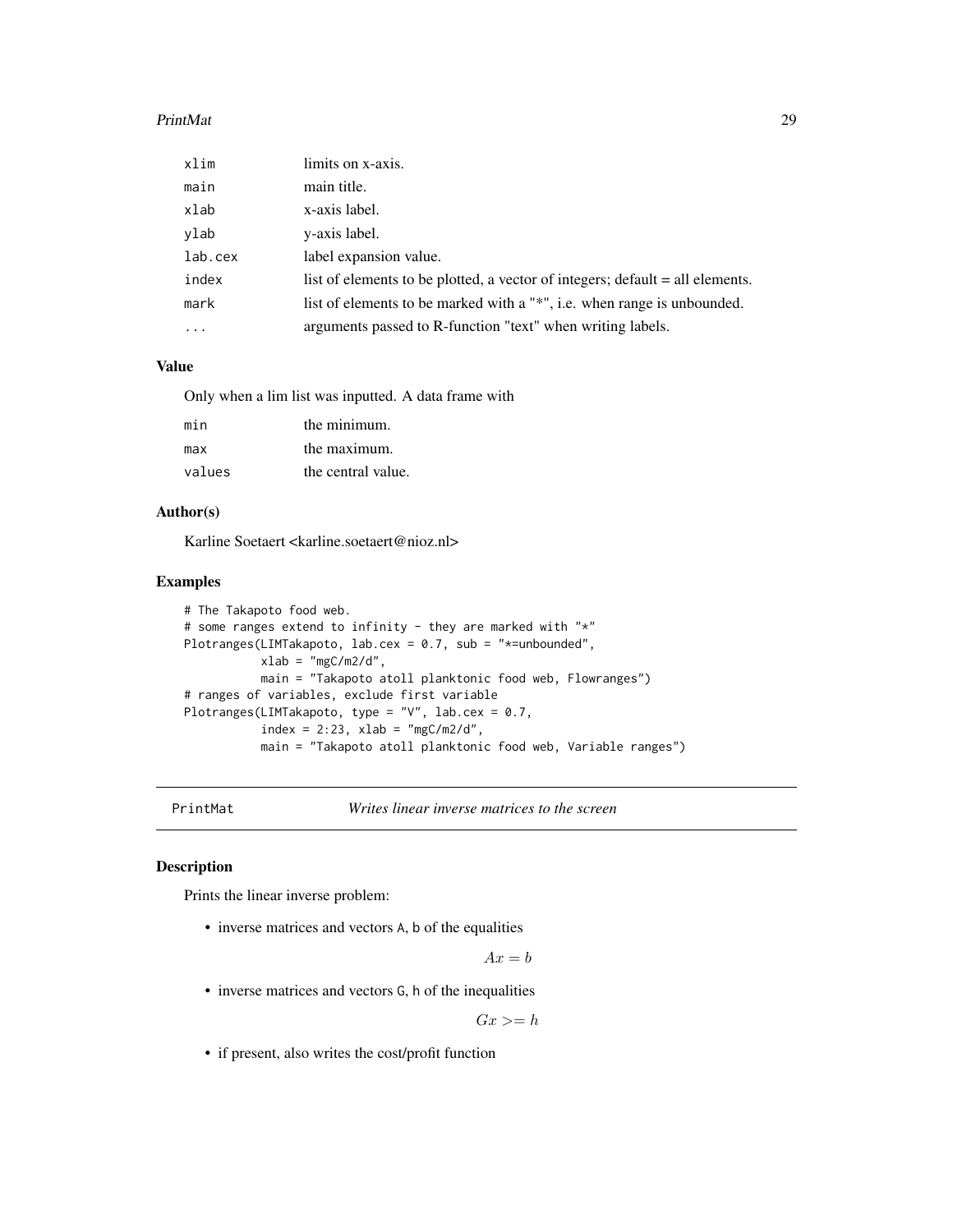| | |
|---|---|
| xlim | limits on x-axis. |
| main | main title. |
| xlab | x-axis label. |
| ylab | y-axis label. |
| lab.cex | label expansion value. |
| index | list of elements to be plotted, a vector of integers; default = all elements. |
| mark | list of elements to be marked with a "*", i.e. when range is unbounded. |
| ... | arguments passed to R-function "text" when writing labels. |

### Value

Only when a lim list was inputted. A data frame with

| | |
|---|---|
| min | the minimum. |
| max | the maximum. |
| values | the central value. |

### Author(s)

Karline Soetaert <karline.soetaert@nioz.nl>

### Examples

```
# The Takapoto food web.
# some ranges extend to infinity - they are marked with "*"
Plotranges(LIMTakapoto, lab.cex = 0.7, sub = "*=unbounded",
           xlab = "mgC/m2/d",
           main = "Takapoto atoll planktonic food web, Flowranges")
# ranges of variables, exclude first variable
Plotranges(LIMTakapoto, type = "V", lab.cex = 0.7,
           index = 2:23, xlab = "mgC/m2/d",
           main = "Takapoto atoll planktonic food web, Variable ranges")
```

---

## PrintMat — *Writes linear inverse matrices to the screen*

### Description

Prints the linear inverse problem:

- inverse matrices and vectors A, b of the equalities

$$Ax = b$$

- inverse matrices and vectors G, h of the inequalities

$$Gx >= h$$

- if present, also writes the cost/profit function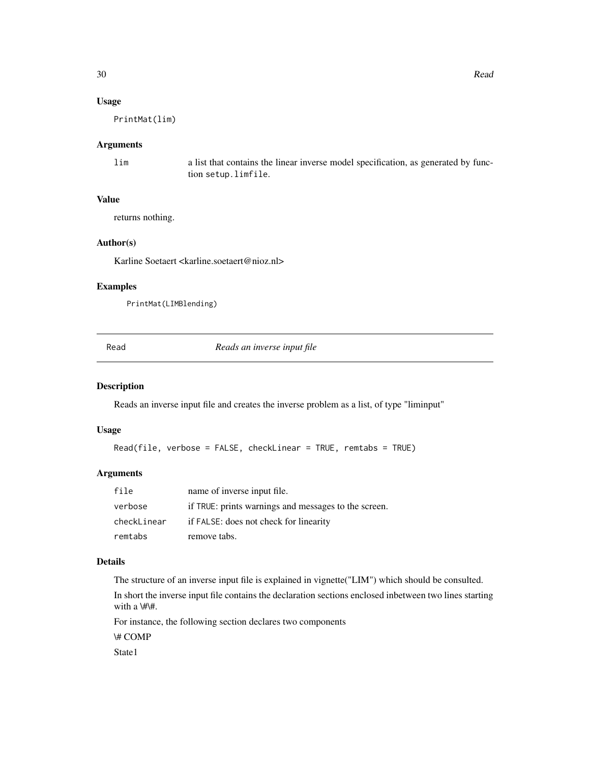### Usage

```
PrintMat(lim)
```

### Arguments

| | |
|---|---|
| lim | a list that contains the linear inverse model specification, as generated by function setup.limfile. |

### Value

returns nothing.

### Author(s)

Karline Soetaert <karline.soetaert@nioz.nl>

### Examples

```
PrintMat(LIMBlending)
```

---

## Read — *Reads an inverse input file*

---

### Description

Reads an inverse input file and creates the inverse problem as a list, of type "liminput"

### Usage

```
Read(file, verbose = FALSE, checkLinear = TRUE, remtabs = TRUE)
```

### Arguments

| | |
|---|---|
| file | name of inverse input file. |
| verbose | if TRUE: prints warnings and messages to the screen. |
| checkLinear | if FALSE: does not check for linearity |
| remtabs | remove tabs. |

### Details

The structure of an inverse input file is explained in vignette("LIM") which should be consulted.

In short the inverse input file contains the declaration sections enclosed inbetween two lines starting with a \#\#.

For instance, the following section declares two components

\# COMP

State1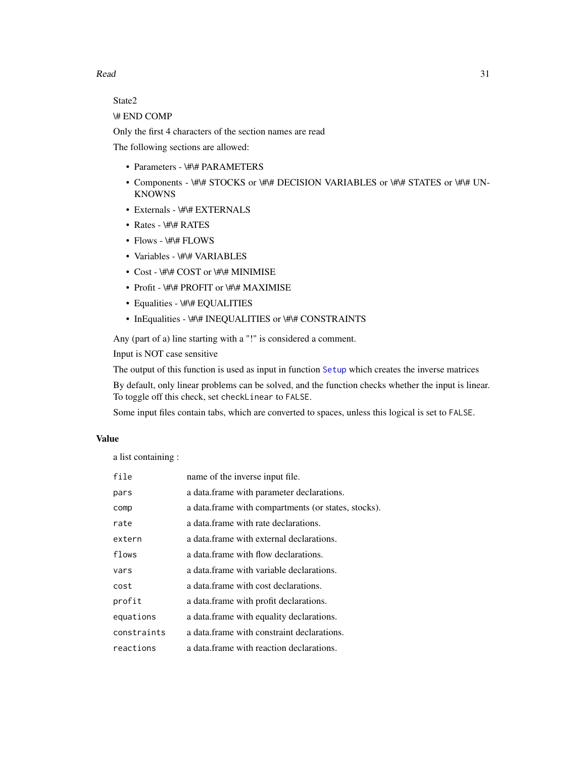State2

\# END COMP

Only the first 4 characters of the section names are read

The following sections are allowed:

- Parameters - \#\# PARAMETERS
- Components - \#\# STOCKS or \#\# DECISION VARIABLES or \#\# STATES or \#\# UNKNOWNS
- Externals - \#\# EXTERNALS
- Rates - \#\# RATES
- Flows - \#\# FLOWS
- Variables - \#\# VARIABLES
- Cost - \#\# COST or \#\# MINIMISE
- Profit - \#\# PROFIT or \#\# MAXIMISE
- Equalities - \#\# EQUALITIES
- InEqualities - \#\# INEQUALITIES or \#\# CONSTRAINTS

Any (part of a) line starting with a "!" is considered a comment.

Input is NOT case sensitive

The output of this function is used as input in function `Setup` which creates the inverse matrices

By default, only linear problems can be solved, and the function checks whether the input is linear. To toggle off this check, set `checkLinear` to `FALSE`.

Some input files contain tabs, which are converted to spaces, unless this logical is set to `FALSE`.

## Value

a list containing :

| | |
|---|---|
| `file` | name of the inverse input file. |
| `pars` | a data.frame with parameter declarations. |
| `comp` | a data.frame with compartments (or states, stocks). |
| `rate` | a data.frame with rate declarations. |
| `extern` | a data.frame with external declarations. |
| `flows` | a data.frame with flow declarations. |
| `vars` | a data.frame with variable declarations. |
| `cost` | a data.frame with cost declarations. |
| `profit` | a data.frame with profit declarations. |
| `equations` | a data.frame with equality declarations. |
| `constraints` | a data.frame with constraint declarations. |
| `reactions` | a data.frame with reaction declarations. |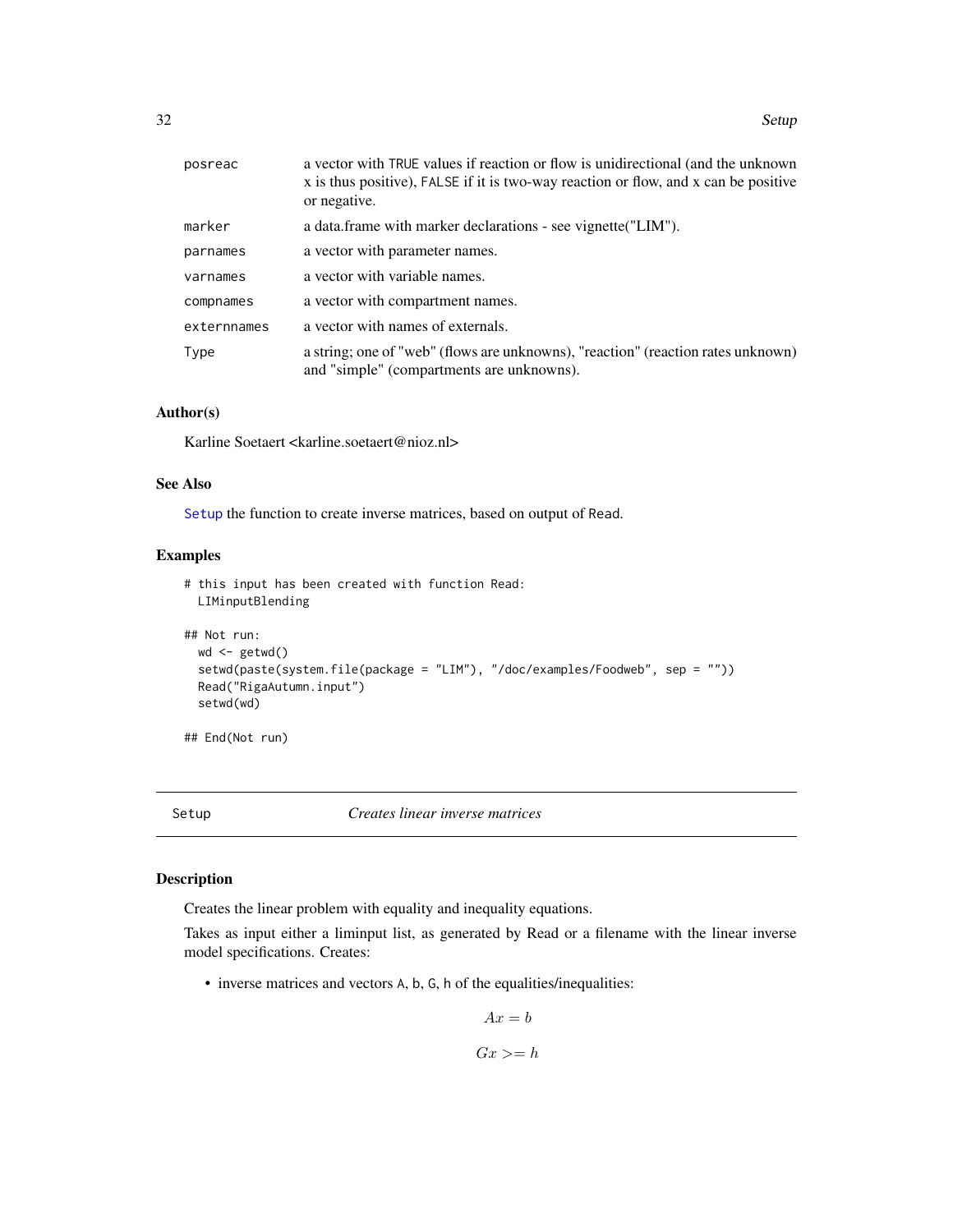| | |
|---|---|
| posreac | a vector with TRUE values if reaction or flow is unidirectional (and the unknown x is thus positive), FALSE if it is two-way reaction or flow, and x can be positive or negative. |
| marker | a data.frame with marker declarations - see vignette("LIM"). |
| parnames | a vector with parameter names. |
| varnames | a vector with variable names. |
| compnames | a vector with compartment names. |
| externnames | a vector with names of externals. |
| Type | a string; one of "web" (flows are unknowns), "reaction" (reaction rates unknown) and "simple" (compartments are unknowns). |

### Author(s)

Karline Soetaert <karline.soetaert@nioz.nl>

### See Also

Setup the function to create inverse matrices, based on output of Read.

### Examples

```
# this input has been created with function Read:
  LIMinputBlending

## Not run:
  wd <- getwd()
  setwd(paste(system.file(package = "LIM"), "/doc/examples/Foodweb", sep = ""))
  Read("RigaAutumn.input")
  setwd(wd)

## End(Not run)
```

---

## Setup — *Creates linear inverse matrices*

### Description

Creates the linear problem with equality and inequality equations.

Takes as input either a liminput list, as generated by Read or a filename with the linear inverse model specifications. Creates:

- inverse matrices and vectors A, b, G, h of the equalities/inequalities:

$$Ax = b$$

$$Gx >= h$$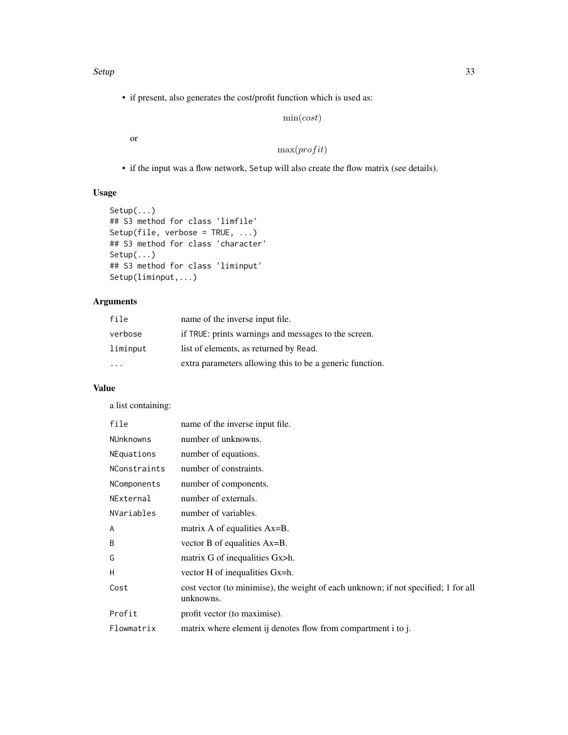- if present, also generates the cost/profit function which is used as:

$$\min(cost)$$

or

$$\max(profit)$$

- if the input was a flow network, Setup will also create the flow matrix (see details).

## Usage

```
Setup(...)
## S3 method for class 'limfile'
Setup(file, verbose = TRUE, ...)
## S3 method for class 'character'
Setup(...)
## S3 method for class 'liminput'
Setup(liminput,...)
```

## Arguments

| | |
|---|---|
| file | name of the inverse input file. |
| verbose | if TRUE: prints warnings and messages to the screen. |
| liminput | list of elements, as returned by Read. |
| ... | extra parameters allowing this to be a generic function. |

## Value

a list containing:

| | |
|---|---|
| file | name of the inverse input file. |
| NUnknowns | number of unknowns. |
| NEquations | number of equations. |
| NConstraints | number of constraints. |
| NComponents | number of components. |
| NExternal | number of externals. |
| NVariables | number of variables. |
| A | matrix A of equalities Ax=B. |
| B | vector B of equalities Ax=B. |
| G | matrix G of inequalities Gx>h. |
| H | vector H of inequalities Gx=h. |
| Cost | cost vector (to minimise), the weight of each unknown; if not specified; 1 for all unknowns. |
| Profit | profit vector (to maximise). |
| Flowmatrix | matrix where element ij denotes flow from compartment i to j. |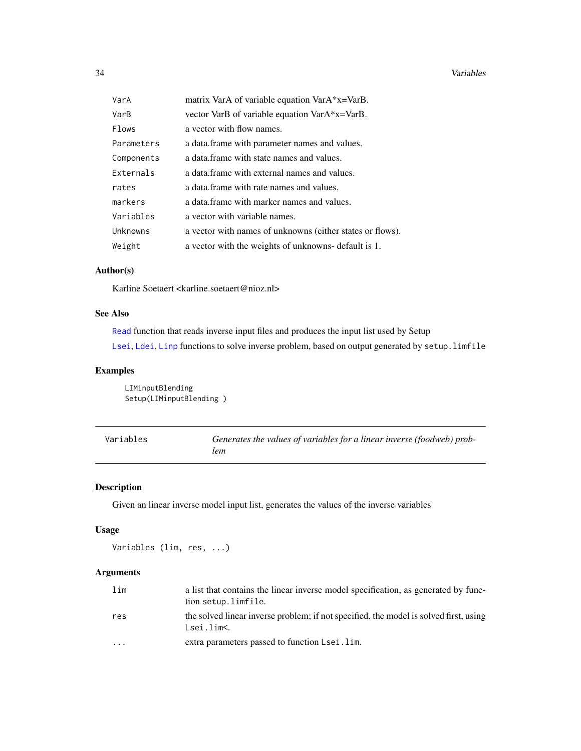| | |
|---|---|
| VarA | matrix VarA of variable equation VarA*x=VarB. |
| VarB | vector VarB of variable equation VarA*x=VarB. |
| Flows | a vector with flow names. |
| Parameters | a data.frame with parameter names and values. |
| Components | a data.frame with state names and values. |
| Externals | a data.frame with external names and values. |
| rates | a data.frame with rate names and values. |
| markers | a data.frame with marker names and values. |
| Variables | a vector with variable names. |
| Unknowns | a vector with names of unknowns (either states or flows). |
| Weight | a vector with the weights of unknowns- default is 1. |

### Author(s)

Karline Soetaert <karline.soetaert@nioz.nl>

### See Also

`Read` function that reads inverse input files and produces the input list used by Setup

`Lsei`, `Ldei`, `Linp` functions to solve inverse problem, based on output generated by `setup.limfile`

### Examples

```
LIMinputBlending
Setup(LIMinputBlending )
```

---

## Variables — *Generates the values of variables for a linear inverse (foodweb) problem*

---

### Description

Given an linear inverse model input list, generates the values of the inverse variables

### Usage

```
Variables (lim, res, ...)
```

### Arguments

| | |
|---|---|
| lim | a list that contains the linear inverse model specification, as generated by function `setup.limfile`. |
| res | the solved linear inverse problem; if not specified, the model is solved first, using `Lsei.lim<`. |
| ... | extra parameters passed to function `Lsei.lim`. |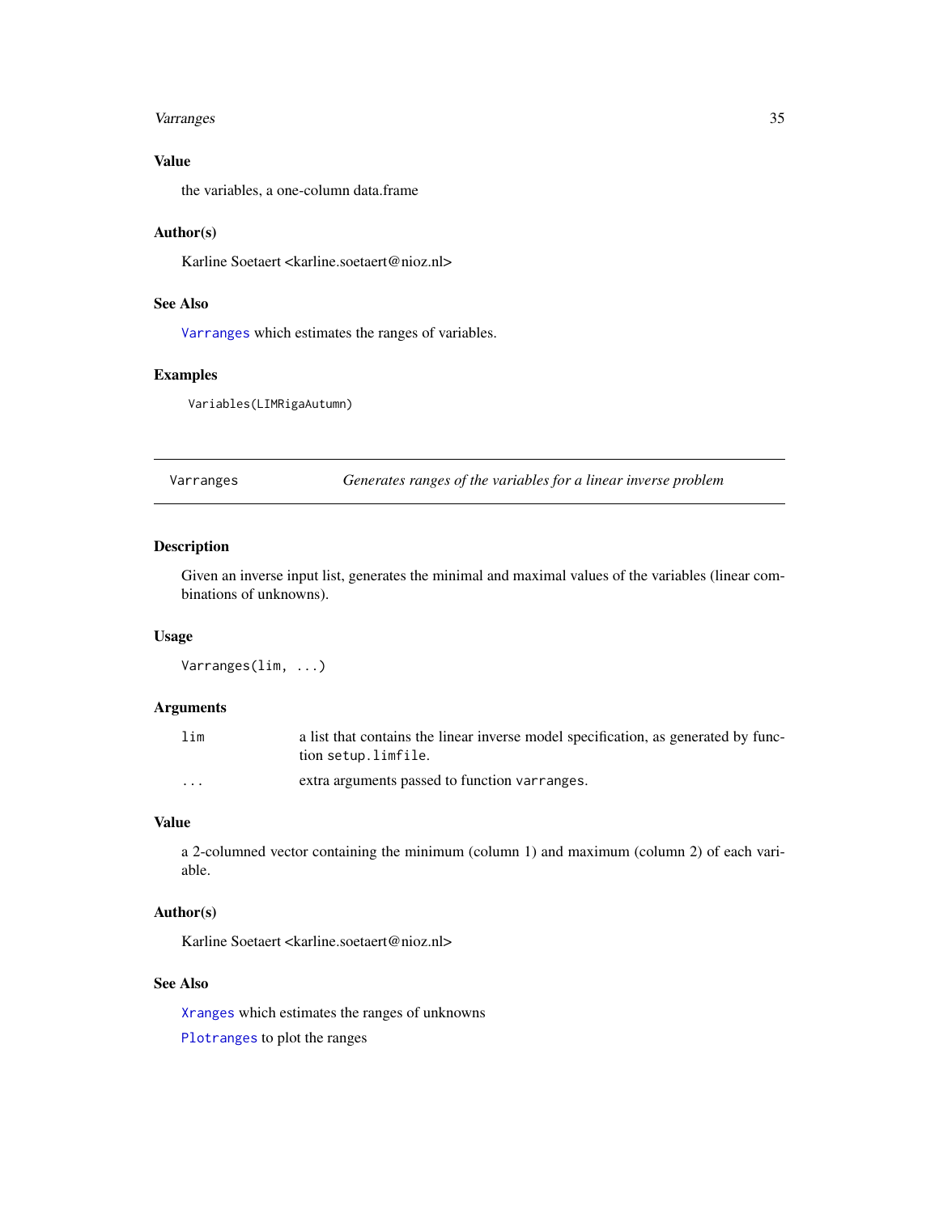### Value

the variables, a one-column data.frame

### Author(s)

Karline Soetaert <karline.soetaert@nioz.nl>

### See Also

`Varranges` which estimates the ranges of variables.

### Examples

```
Variables(LIMRigaAutumn)
```

---

## Varranges — *Generates ranges of the variables for a linear inverse problem*

### Description

Given an inverse input list, generates the minimal and maximal values of the variables (linear combinations of unknowns).

### Usage

```
Varranges(lim, ...)
```

### Arguments

| | |
|---|---|
| `lim` | a list that contains the linear inverse model specification, as generated by function `setup.limfile`. |
| `...` | extra arguments passed to function `varranges`. |

### Value

a 2-columned vector containing the minimum (column 1) and maximum (column 2) of each variable.

### Author(s)

Karline Soetaert <karline.soetaert@nioz.nl>

### See Also

`Xranges` which estimates the ranges of unknowns

`Plotranges` to plot the ranges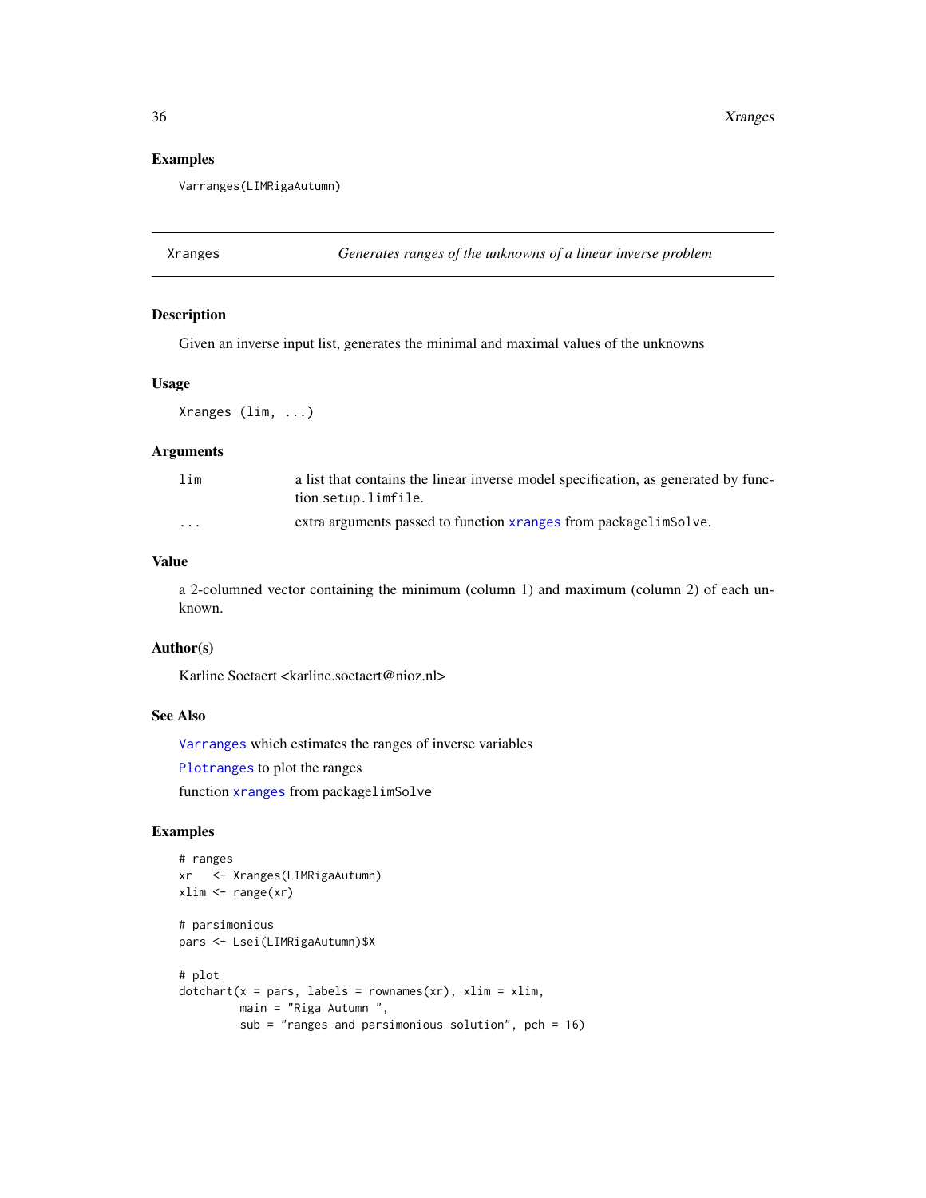### Examples

```
Varranges(LIMRigaAutumn)
```

---

## Xranges — *Generates ranges of the unknowns of a linear inverse problem*

### Description

Given an inverse input list, generates the minimal and maximal values of the unknowns

### Usage

```
Xranges (lim, ...)
```

### Arguments

| | |
|---|---|
| `lim` | a list that contains the linear inverse model specification, as generated by function `setup.limfile`. |
| `...` | extra arguments passed to function `xranges` from package`limSolve`. |

### Value

a 2-columned vector containing the minimum (column 1) and maximum (column 2) of each unknown.

### Author(s)

Karline Soetaert <karline.soetaert@nioz.nl>

### See Also

`Varranges` which estimates the ranges of inverse variables

`Plotranges` to plot the ranges

function `xranges` from package`limSolve`

### Examples

```
# ranges
xr   <- Xranges(LIMRigaAutumn)
xlim <- range(xr)

# parsimonious
pars <- Lsei(LIMRigaAutumn)$X

# plot
dotchart(x = pars, labels = rownames(xr), xlim = xlim,
         main = "Riga Autumn ",
         sub = "ranges and parsimonious solution", pch = 16)
```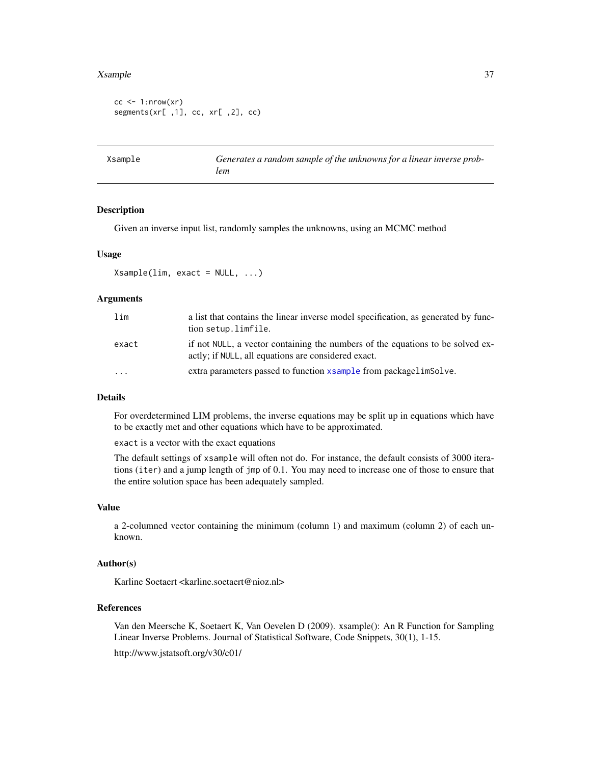```
cc <- 1:nrow(xr)
segments(xr[ ,1], cc, xr[ ,2], cc)
```

---

| Xsample | *Generates a random sample of the unknowns for a linear inverse problem* |
|---|---|

### Description

Given an inverse input list, randomly samples the unknowns, using an MCMC method

### Usage

```
Xsample(lim, exact = NULL, ...)
```

### Arguments

| | |
|---|---|
| `lim` | a list that contains the linear inverse model specification, as generated by function `setup.limfile`. |
| `exact` | if not `NULL`, a vector containing the numbers of the equations to be solved exactly; if `NULL`, all equations are considered exact. |
| `...` | extra parameters passed to function `xsample` from package`limSolve`. |

### Details

For overdetermined LIM problems, the inverse equations may be split up in equations which have to be exactly met and other equations which have to be approximated.

`exact` is a vector with the exact equations

The default settings of `xsample` will often not do. For instance, the default consists of 3000 iterations (`iter`) and a jump length of `jmp` of 0.1. You may need to increase one of those to ensure that the entire solution space has been adequately sampled.

### Value

a 2-columned vector containing the minimum (column 1) and maximum (column 2) of each unknown.

### Author(s)

Karline Soetaert <karline.soetaert@nioz.nl>

### References

Van den Meersche K, Soetaert K, Van Oevelen D (2009). xsample(): An R Function for Sampling Linear Inverse Problems. Journal of Statistical Software, Code Snippets, 30(1), 1-15.

http://www.jstatsoft.org/v30/c01/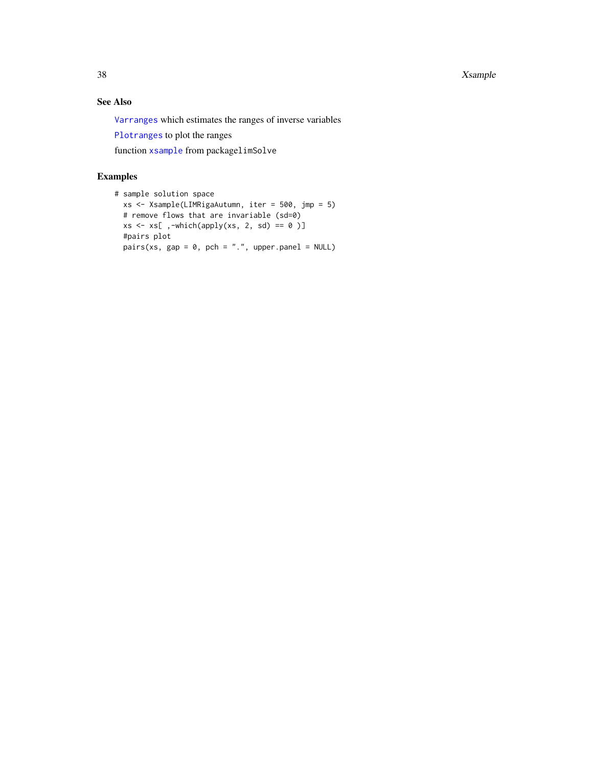### See Also

`Varranges` which estimates the ranges of inverse variables

`Plotranges` to plot the ranges

function `xsample` from package`limSolve`

### Examples

```
# sample solution space
  xs <- Xsample(LIMRigaAutumn, iter = 500, jmp = 5)
  # remove flows that are invariable (sd=0)
  xs <- xs[ ,-which(apply(xs, 2, sd) == 0 )]
  #pairs plot
  pairs(xs, gap = 0, pch = ".", upper.panel = NULL)
```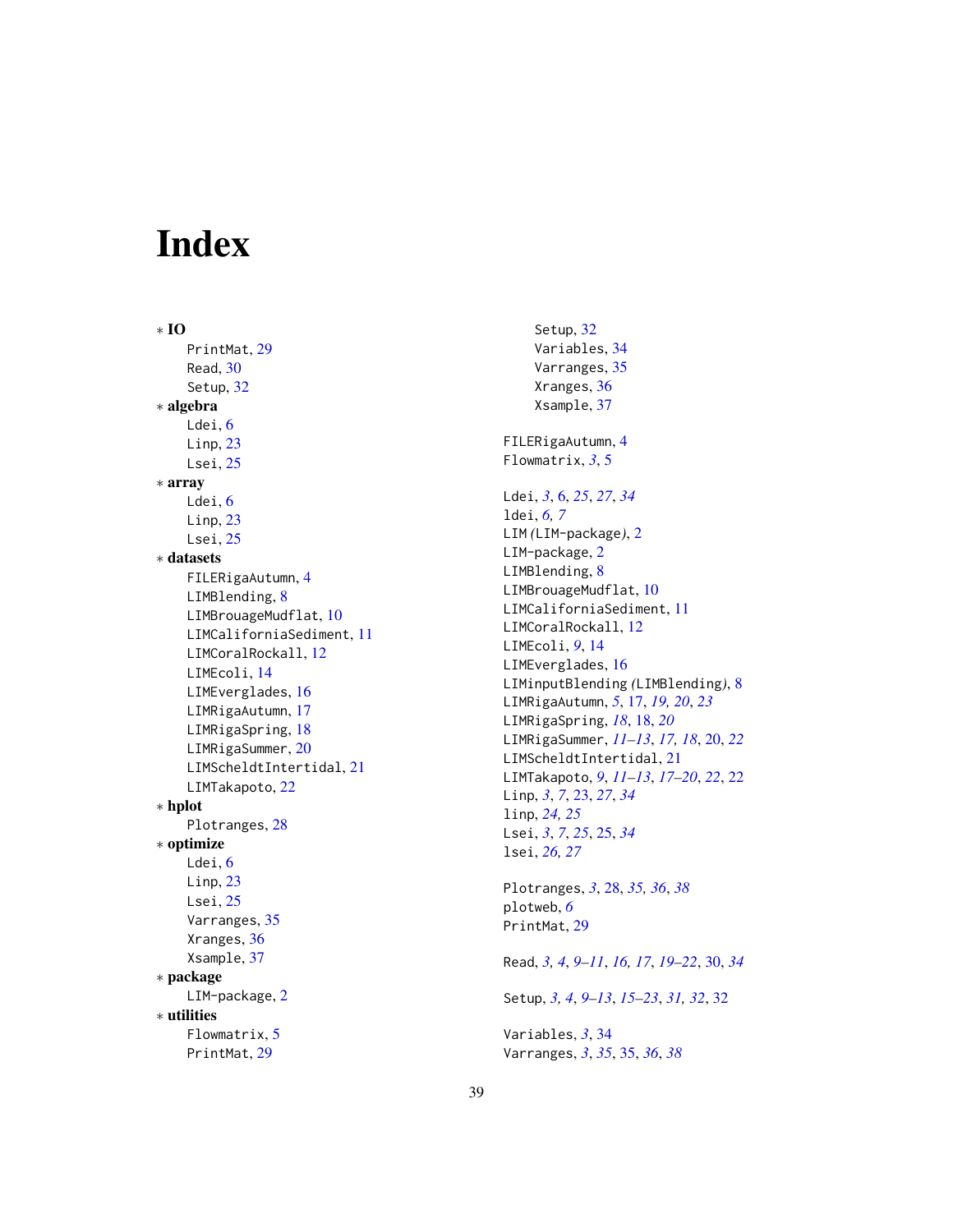# Index

∗ **IO**
- PrintMat, 29
- Read, 30
- Setup, 32

∗ **algebra**
- Ldei, 6
- Linp, 23
- Lsei, 25

∗ **array**
- Ldei, 6
- Linp, 23
- Lsei, 25

∗ **datasets**
- FILERigaAutumn, 4
- LIMBlending, 8
- LIMBrouageMudflat, 10
- LIMCaliforniaSediment, 11
- LIMCoralRockall, 12
- LIMEcoli, 14
- LIMEverglades, 16
- LIMRigaAutumn, 17
- LIMRigaSpring, 18
- LIMRigaSummer, 20
- LIMScheldtIntertidal, 21
- LIMTakapoto, 22

∗ **hplot**
- Plotranges, 28

∗ **optimize**
- Ldei, 6
- Linp, 23
- Lsei, 25
- Varranges, 35
- Xranges, 36
- Xsample, 37

∗ **package**
- LIM-package, 2

∗ **utilities**
- Flowmatrix, 5
- PrintMat, 29
- Setup, 32
- Variables, 34
- Varranges, 35
- Xranges, 36
- Xsample, 37

FILERigaAutumn, 4
Flowmatrix, *3*, 5

Ldei, *3*, 6, *25*, *27*, *34*
ldei, *6, 7*
LIM *(LIM-package)*, 2
LIM-package, 2
LIMBlending, 8
LIMBrouageMudflat, 10
LIMCaliforniaSediment, 11
LIMCoralRockall, 12
LIMEcoli, *9*, 14
LIMEverglades, 16
LIMinputBlending *(LIMBlending)*, 8
LIMRigaAutumn, *5*, 17, *19, 20*, *23*
LIMRigaSpring, *18*, 18, *20*
LIMRigaSummer, *11–13*, *17, 18*, 20, *22*
LIMScheldtIntertidal, 21
LIMTakapoto, *9*, *11–13*, *17–20*, *22*, 22
Linp, *3*, *7*, 23, *27*, *34*
linp, *24, 25*
Lsei, *3*, *7*, *25*, 25, *34*
lsei, *26, 27*

Plotranges, *3*, 28, *35, 36*, *38*
plotweb, *6*
PrintMat, 29

Read, *3, 4*, *9–11*, *16, 17*, *19–22*, 30, *34*

Setup, *3, 4*, *9–13*, *15–23*, *31, 32*, 32

Variables, *3*, 34
Varranges, *3*, *35*, 35, *36*, *38*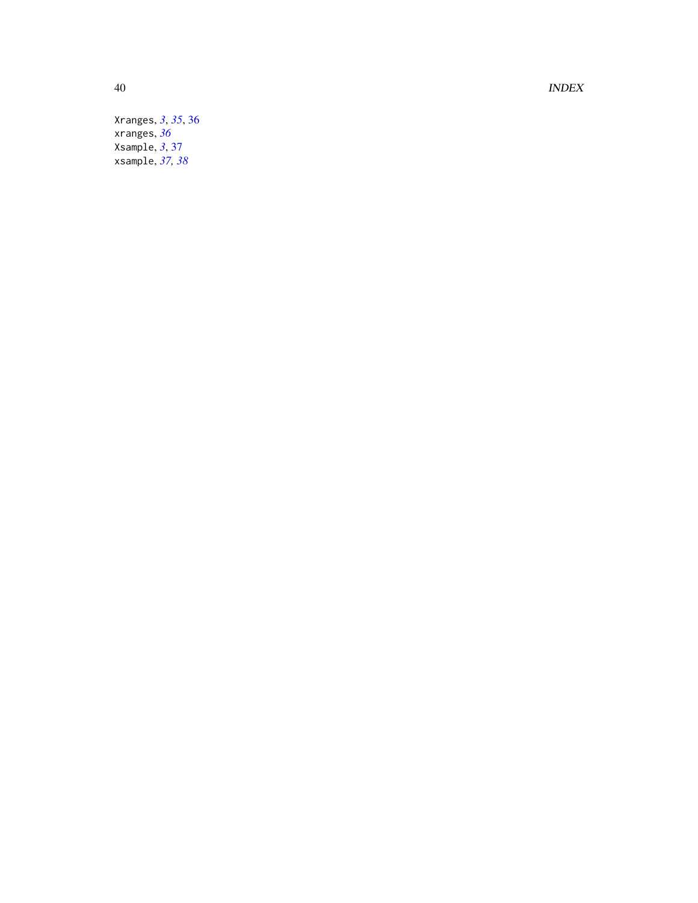`Xranges`, *3*, *35*, 36
`xranges`, *36*
`Xsample`, *3*, 37
`xsample`, *37, 38*